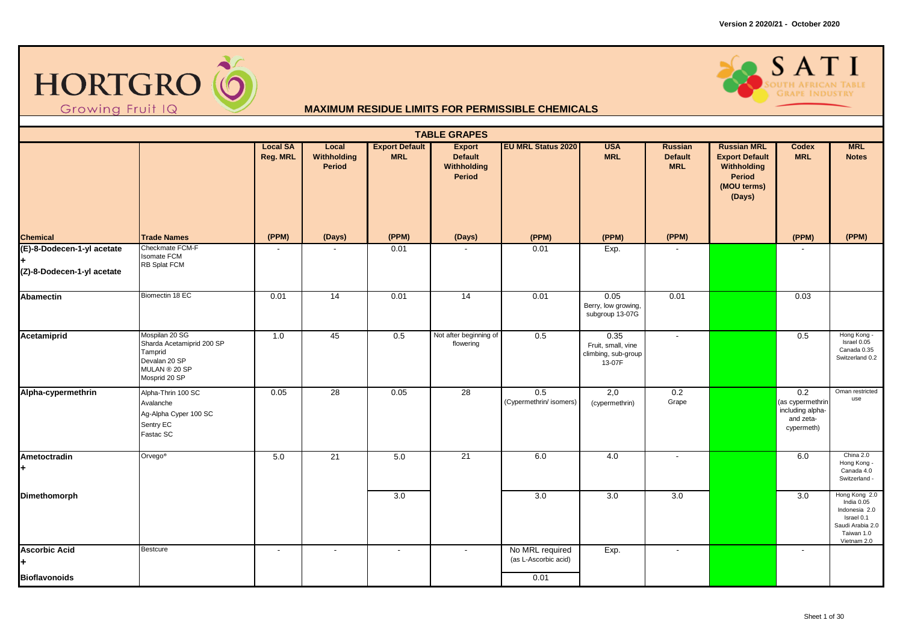Version 2 2020/21 - October 2020

HORTGRO Growing Fruit IQ

SATI SOUTH AFRICAN TABLE GRAPE INDUSTRY

## MAXIMUM RESIDUE LIMITS FOR PERMISSIBLE CHEMICALS

### TABLE GRAPES

| Chemical | Trade Names | Local SA Reg. MRL (PPM) | Local Withholding Period (Days) | Export Default MRL (PPM) | Export Default Withholding Period (Days) | EU MRL Status 2020 (PPM) | USA MRL (PPM) | Russian Default MRL (PPM) | Russian MRL Export Default Withholding Period (MOU terms) (Days) | Codex MRL (PPM) | MRL Notes (PPM) |
|---|---|---|---|---|---|---|---|---|---|---|---|
| (E)-8-Dodecen-1-yl acetate + (Z)-8-Dodecen-1-yl acetate | Checkmate FCM-F<br>Isomate FCM<br>RB Splat FCM | - | - | 0.01 | - | 0.01 | Exp. | - | | - | |
| Abamectin | Biomectin 18 EC | 0.01 | 14 | 0.01 | 14 | 0.01 | 0.05<br>Berry, low growing, subgroup 13-07G | 0.01 | | 0.03 | |
| Acetamiprid | Mospilan 20 SG<br>Sharda Acetamiprid 200 SP<br>Tamprid<br>Devalan 20 SP<br>MULAN ® 20 SP<br>Mosprid 20 SP | 1.0 | 45 | 0.5 | Not after beginning of flowering | 0.5 | 0.35<br>Fruit, small, vine climbing, sub-group 13-07F | - | | 0.5 | Hong Kong -<br>Israel 0.05<br>Canada 0.35<br>Switzerland 0.2 |
| Alpha-cypermethrin | Alpha-Thrin 100 SC<br>Avalanche<br>Ag-Alpha Cyper 100 SC<br>Sentry EC<br>Fastac SC | 0.05 | 28 | 0.05 | 28 | 0.5<br>(Cypermethrin/ isomers) | 2,0<br>(cypermethrin) | 0.2<br>Grape | | 0.2<br>(as cypermethrin including alpha- and zeta-cypermeth) | Oman restricted use |
| Ametoctradin + | Orvego® | 5.0 | 21 | 5.0 | 21 | 6.0 | 4.0 | - | | 6.0 | China 2.0<br>Hong Kong -<br>Canada 4.0<br>Switzerland - |
| Dimethomorph | | | | 3.0 | | 3.0 | 3.0 | 3.0 | | 3.0 | Hong Kong 2.0<br>India 0.05<br>Indonesia 2.0<br>Israel 0.1<br>Saudi Arabia 2.0<br>Taiwan 1.0<br>Vietnam 2.0 |
| Ascorbic Acid + | Bestcure | - | - | - | - | No MRL required<br>(as L-Ascorbic acid) | Exp. | - | | - | |
| Bioflavonoids | | | | | | 0.01 | | | | | |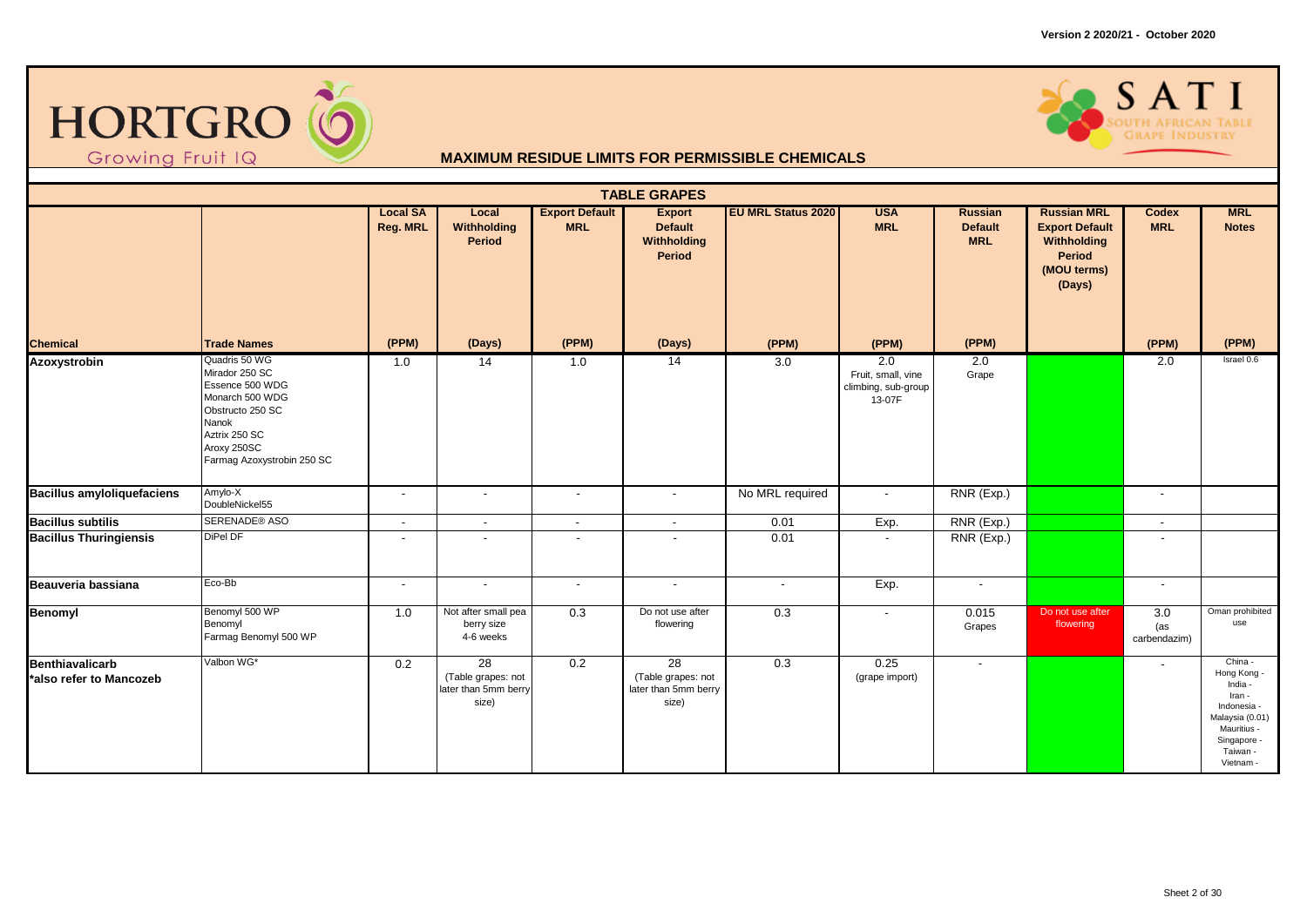Version 2 2020/21 - October 2020

HORTGRO Growing Fruit IQ

SATI South African Table Grape Industry

## MAXIMUM RESIDUE LIMITS FOR PERMISSIBLE CHEMICALS

| TABLE GRAPES | | | | | | | | | | | |
|---|---|---|---|---|---|---|---|---|---|---|---|
| | | Local SA Reg. MRL | Local Withholding Period | Export Default MRL | Export Default Withholding Period | EU MRL Status 2020 | USA MRL | Russian Default MRL | Russian MRL Export Default Withholding Period (MOU terms) (Days) | Codex MRL | MRL Notes |
| Chemical | Trade Names | (PPM) | (Days) | (PPM) | (Days) | (PPM) | (PPM) | (PPM) | | (PPM) | (PPM) |
| **Azoxystrobin** | Quadris 50 WG<br>Mirador 250 SC<br>Essence 500 WDG<br>Monarch 500 WDG<br>Obstructo 250 SC<br>Nanok<br>Aztrix 250 SC<br>Aroxy 250SC<br>Farmag Azoxystrobin 250 SC | 1.0 | 14 | 1.0 | 14 | 3.0 | 2.0<br>Fruit, small, vine climbing, sub-group 13-07F | 2.0<br>Grape | | 2.0 | Israel 0.6 |
| **Bacillus amyloliquefaciens** | Amylo-X<br>DoubleNickel55 | - | - | - | - | No MRL required | - | RNR (Exp.) | | - | |
| **Bacillus subtilis** | SERENADE® ASO | - | - | - | - | 0.01 | Exp. | RNR (Exp.) | | - | |
| **Bacillus Thuringiensis** | DiPel DF | - | - | - | - | 0.01 | - | RNR (Exp.) | | - | |
| **Beauveria bassiana** | Eco-Bb | - | - | - | - | - | Exp. | - | | - | |
| **Benomyl** | Benomyl 500 WP<br>Benomyl<br>Farmag Benomyl 500 WP | 1.0 | Not after small pea berry size 4-6 weeks | 0.3 | Do not use after flowering | 0.3 | - | 0.015<br>Grapes | Do not use after flowering | 3.0<br>(as carbendazim) | Oman prohibited use |
| **Benthiavalicarb**<br>***also refer to Mancozeb** | Valbon WG* | 0.2 | 28<br>(Table grapes: not later than 5mm berry size) | 0.2 | 28<br>(Table grapes: not later than 5mm berry size) | 0.3 | 0.25<br>(grape import) | - | | - | China -<br>Hong Kong -<br>India -<br>Iran -<br>Indonesia -<br>Malaysia (0.01)<br>Mauritius -<br>Singapore -<br>Taiwan -<br>Vietnam - |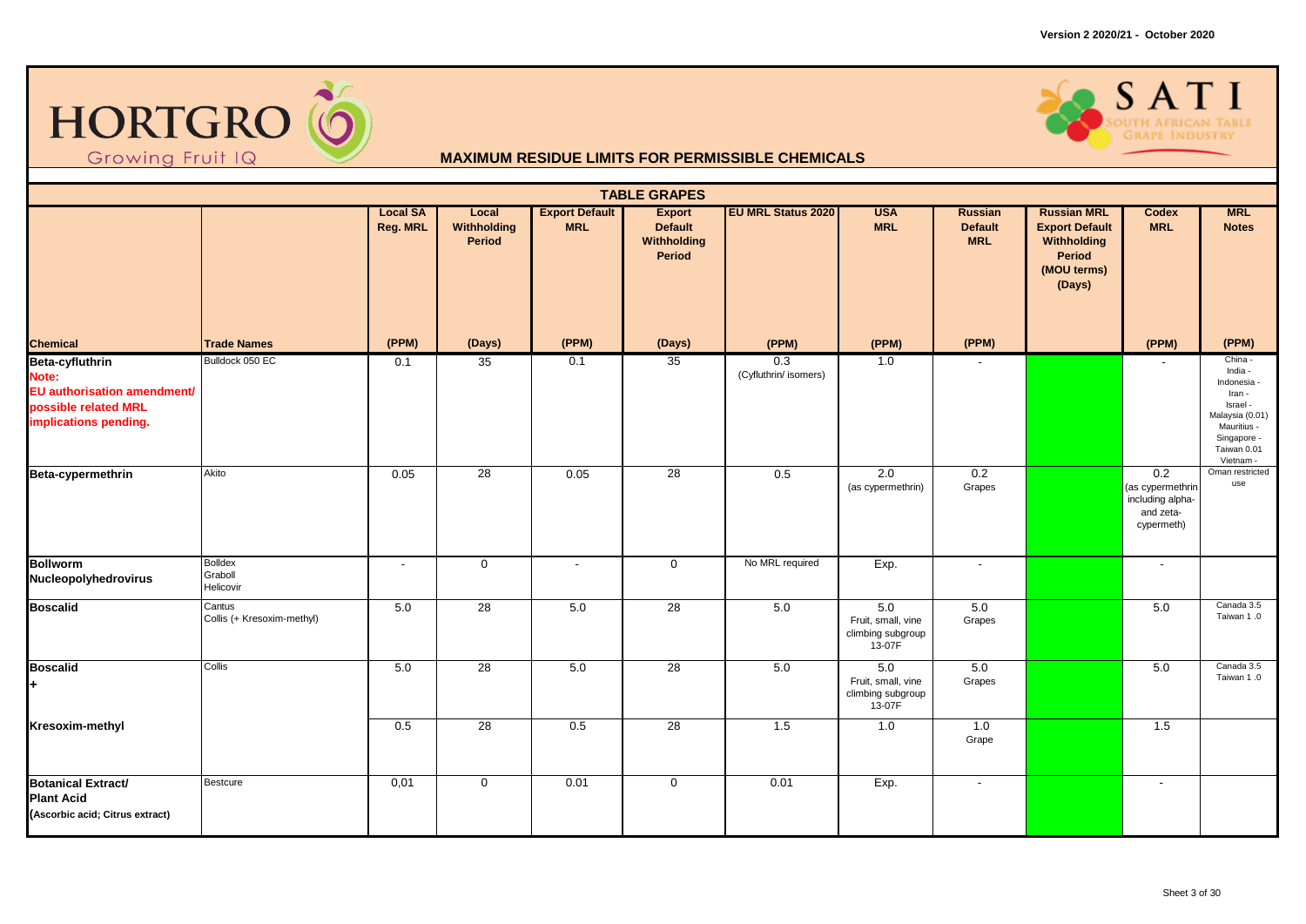Version 2 2020/21 - October 2020

HORTGRO Growing Fruit IQ

SATI SOUTH AFRICAN TABLE GRAPE INDUSTRY

## MAXIMUM RESIDUE LIMITS FOR PERMISSIBLE CHEMICALS

### TABLE GRAPES

| Chemical | Trade Names | Local SA Reg. MRL (PPM) | Local Withholding Period (Days) | Export Default MRL (PPM) | Export Default Withholding Period (Days) | EU MRL Status 2020 (PPM) | USA MRL (PPM) | Russian Default MRL (PPM) | Russian MRL Export Default Withholding Period (MOU terms) (Days) | Codex MRL (PPM) | MRL Notes (PPM) |
|---|---|---|---|---|---|---|---|---|---|---|---|
| **Beta-cyfluthrin** Note: EU authorisation amendment/ possible related MRL implications pending. | Bulldock 050 EC | 0.1 | 35 | 0.1 | 35 | 0.3 (Cyfluthrin/ isomers) | 1.0 | - | | - | China - India - Indonesia - Iran - Israel - Malaysia (0.01) Mauritius - Singapore - Taiwan 0.01 Vietnam - |
| **Beta-cypermethrin** | Akito | 0.05 | 28 | 0.05 | 28 | 0.5 | 2.0 (as cypermethrin) | 0.2 Grapes | | 0.2 (as cypermethrin including alpha- and zeta-cypermeth) | Oman restricted use |
| **Bollworm Nucleopolyhedrovirus** | Bolldex Graboll Helicovir | - | 0 | - | 0 | No MRL required | Exp. | - | | - | |
| **Boscalid** | Cantus Collis (+ Kresoxim-methyl) | 5.0 | 28 | 5.0 | 28 | 5.0 | 5.0 Fruit, small, vine climbing subgroup 13-07F | 5.0 Grapes | | 5.0 | Canada 3.5 Taiwan 1 .0 |
| **Boscalid +** | Collis | 5.0 | 28 | 5.0 | 28 | 5.0 | 5.0 Fruit, small, vine climbing subgroup 13-07F | 5.0 Grapes | | 5.0 | Canada 3.5 Taiwan 1 .0 |
| **Kresoxim-methyl** | | 0.5 | 28 | 0.5 | 28 | 1.5 | 1.0 | 1.0 Grape | | 1.5 | |
| **Botanical Extract/ Plant Acid** (Ascorbic acid; Citrus extract) | Bestcure | 0,01 | 0 | 0.01 | 0 | 0.01 | Exp. | - | | - | |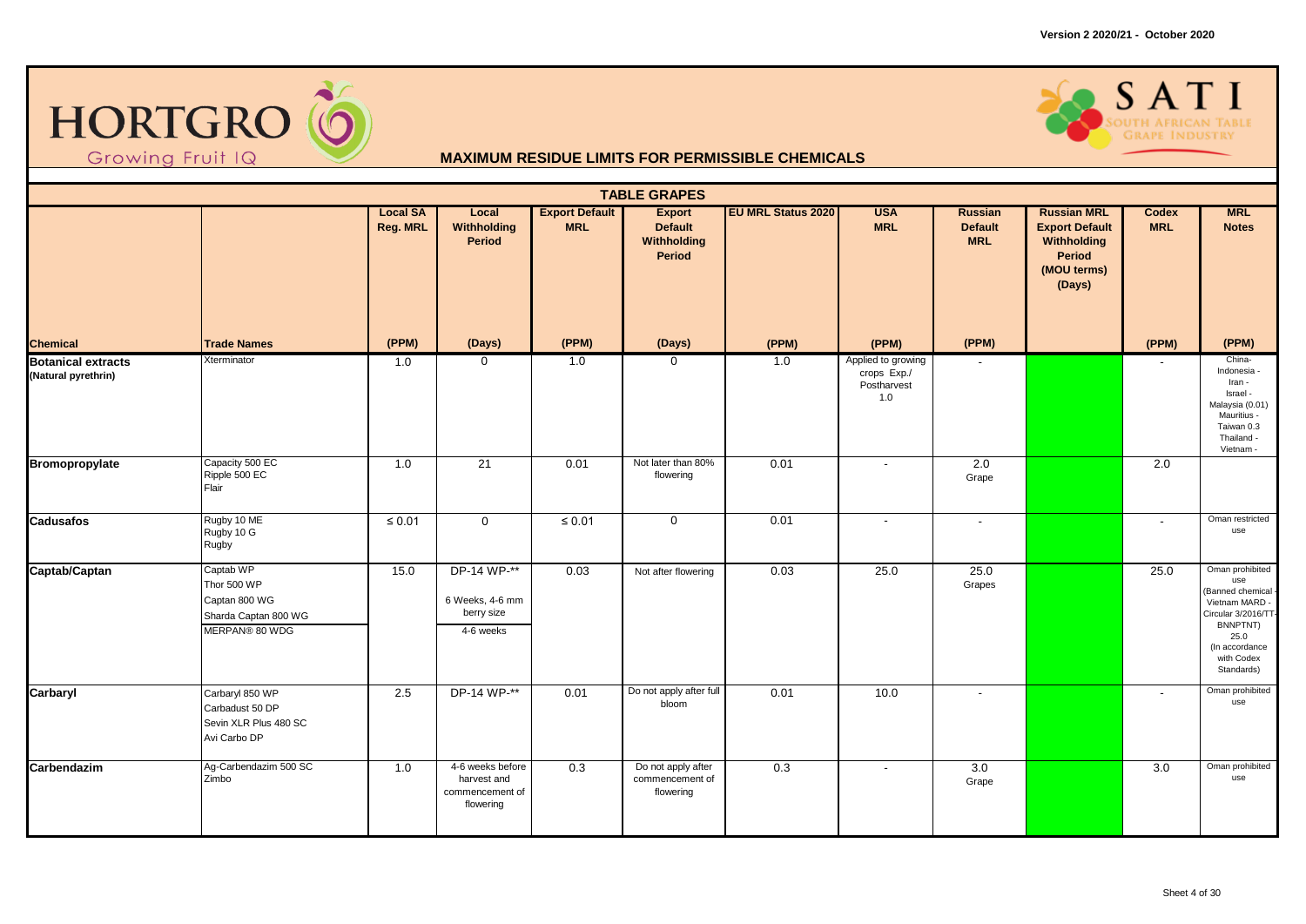Version 2 2020/21 - October 2020

HORTGRO Growing Fruit IQ

SATI SOUTH AFRICAN TABLE GRAPE INDUSTRY

## MAXIMUM RESIDUE LIMITS FOR PERMISSIBLE CHEMICALS

### TABLE GRAPES

| Chemical | Trade Names | Local SA Reg. MRL (PPM) | Local Withholding Period (Days) | Export Default MRL (PPM) | Export Default Withholding Period (Days) | EU MRL Status 2020 (PPM) | USA MRL (PPM) | Russian Default MRL (PPM) | Russian MRL Export Default Withholding Period (MOU terms) (Days) | Codex MRL (PPM) | MRL Notes (PPM) |
|---|---|---|---|---|---|---|---|---|---|---|---|
| **Botanical extracts (Natural pyrethrin)** | Xterminator | 1.0 | 0 | 1.0 | 0 | 1.0 | Applied to growing crops Exp./ Postharvest 1.0 | - | | - | China- Indonesia - Iran - Israel - Malaysia (0.01) Mauritius - Taiwan 0.3 Thailand - Vietnam - |
| **Bromopropylate** | Capacity 500 EC<br>Ripple 500 EC<br>Flair | 1.0 | 21 | 0.01 | Not later than 80% flowering | 0.01 | - | 2.0 Grape | | 2.0 | |
| **Cadusafos** | Rugby 10 ME<br>Rugby 10 G<br>Rugby | ≤ 0.01 | 0 | ≤ 0.01 | 0 | 0.01 | - | - | | - | Oman restricted use |
| **Captab/Captan** | Captab WP<br>Thor 500 WP<br>Captan 800 WG<br>Sharda Captan 800 WG<br>MERPAN® 80 WDG | 15.0 | DP-14 WP-**<br>6 Weeks, 4-6 mm berry size<br>4-6 weeks | 0.03 | Not after flowering | 0.03 | 25.0 | 25.0 Grapes | | 25.0 | Oman prohibited use (Banned chemical - Vietnam MARD - Circular 3/2016/TT-BNNPTNT) 25.0 (In accordance with Codex Standards) |
| **Carbaryl** | Carbaryl 850 WP<br>Carbadust 50 DP<br>Sevin XLR Plus 480 SC<br>Avi Carbo DP | 2.5 | DP-14 WP-** | 0.01 | Do not apply after full bloom | 0.01 | 10.0 | - | | - | Oman prohibited use |
| **Carbendazim** | Ag-Carbendazim 500 SC<br>Zimbo | 1.0 | 4-6 weeks before harvest and commencement of flowering | 0.3 | Do not apply after commencement of flowering | 0.3 | - | 3.0 Grape | | 3.0 | Oman prohibited use |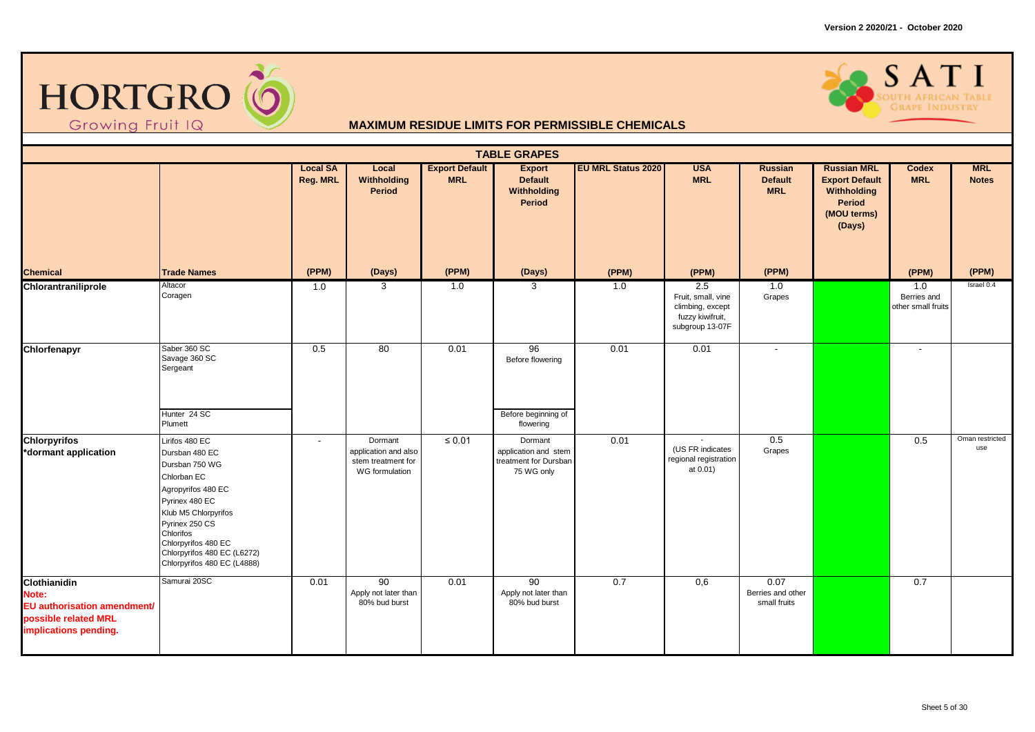Version 2 2020/21 - October 2020

HORTGRO Growing Fruit IQ

SATI SOUTH AFRICAN TABLE GRAPE INDUSTRY

## MAXIMUM RESIDUE LIMITS FOR PERMISSIBLE CHEMICALS

### TABLE GRAPES

| Chemical | Trade Names | Local SA Reg. MRL (PPM) | Local Withholding Period (Days) | Export Default MRL (PPM) | Export Default Withholding Period (Days) | EU MRL Status 2020 (PPM) | USA MRL (PPM) | Russian Default MRL (PPM) | Russian MRL Export Default Withholding Period (MOU terms) (Days) | Codex MRL (PPM) | MRL Notes (PPM) |
|---|---|---|---|---|---|---|---|---|---|---|---|
| **Chlorantraniliprole** | Altacor<br>Coragen | 1.0 | 3 | 1.0 | 3 | 1.0 | 2.5<br>Fruit, small, vine climbing, except fuzzy kiwifruit, subgroup 13-07F | 1.0<br>Grapes | | 1.0<br>Berries and other small fruits | Israel 0.4 |
| **Chlorfenapyr** | Saber 360 SC<br>Savage 360 SC<br>Sergeant | 0.5 | 80 | 0.01 | 96<br>Before flowering | 0.01 | 0.01 | - | | - | |
| | Hunter 24 SC<br>Plumett | | | | Before beginning of flowering | | | | | | |
| **Chlorpyrifos**<br>***dormant application** | Lirifos 480 EC<br>Dursban 480 EC<br>Dursban 750 WG<br>Chlorban EC<br>Agropyrifos 480 EC<br>Pyrinex 480 EC<br>Klub M5 Chlorpyrifos<br>Pyrinex 250 CS<br>Chlorifos<br>Chlorpyrifos 480 EC<br>Chlorpyrifos 480 EC (L6272)<br>Chlorpyrifos 480 EC (L4888) | - | Dormant application and also stem treatment for WG formulation | ≤ 0.01 | Dormant application and stem treatment for Dursban 75 WG only | 0.01 | -<br>(US FR indicates regional registration at 0.01) | 0.5<br>Grapes | | 0.5 | Oman restricted use |
| **Clothianidin**<br>**Note: EU authorisation amendment/ possible related MRL implications pending.** | Samurai 20SC | 0.01 | 90<br>Apply not later than 80% bud burst | 0.01 | 90<br>Apply not later than 80% bud burst | 0.7 | 0,6 | 0.07<br>Berries and other small fruits | | 0.7 | |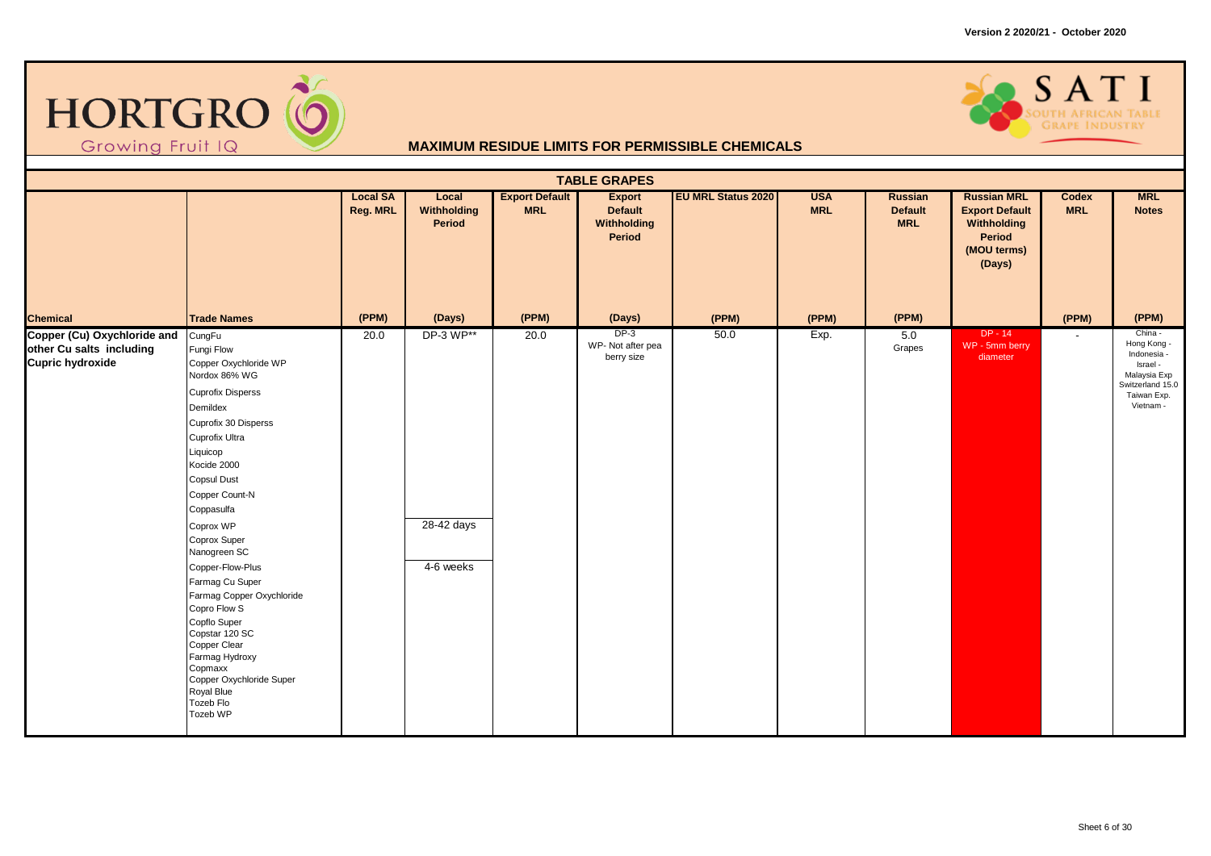Version 2 2020/21 - October 2020

HORTGRO Growing Fruit IQ

SATI South African Table Grape Industry

## MAXIMUM RESIDUE LIMITS FOR PERMISSIBLE CHEMICALS

### TABLE GRAPES

| Chemical | Trade Names | Local SA Reg. MRL (PPM) | Local Withholding Period (Days) | Export Default MRL (PPM) | Export Default Withholding Period (Days) | EU MRL Status 2020 (PPM) | USA MRL (PPM) | Russian Default MRL (PPM) | Russian MRL Export Default Withholding Period (MOU terms) (Days) | Codex MRL (PPM) | MRL Notes (PPM) |
|---|---|---|---|---|---|---|---|---|---|---|---|
| **Copper (Cu) Oxychloride and other Cu salts including Cupric hydroxide** | CungFu<br>Fungi Flow<br>Copper Oxychloride WP<br>Nordox 86% WG<br>Cuprofix Disperss<br>Demildex<br>Cuprofix 30 Disperss<br>Cuprofix Ultra<br>Liquicop<br>Kocide 2000<br>Copsul Dust<br>Copper Count-N<br>Coppasulfa | 20.0 | DP-3 WP** | 20.0 | DP-3<br>WP- Not after pea berry size | 50.0 | Exp. | 5.0<br>Grapes | DP - 14<br>WP - 5mm berry diameter | - | China -<br>Hong Kong -<br>Indonesia -<br>Israel -<br>Malaysia Exp<br>Switzerland 15.0<br>Taiwan Exp.<br>Vietnam - |
| | Coprox WP<br>Coprox Super<br>Nanogreen SC | | 28-42 days | | | | | | | | |
| | Copper-Flow-Plus<br>Farmag Cu Super<br>Farmag Copper Oxychloride<br>Copro Flow S<br>Copflo Super<br>Copstar 120 SC<br>Copper Clear<br>Farmag Hydroxy<br>Copmaxx<br>Copper Oxychloride Super<br>Royal Blue<br>Tozeb Flo<br>Tozeb WP | | 4-6 weeks | | | | | | | | |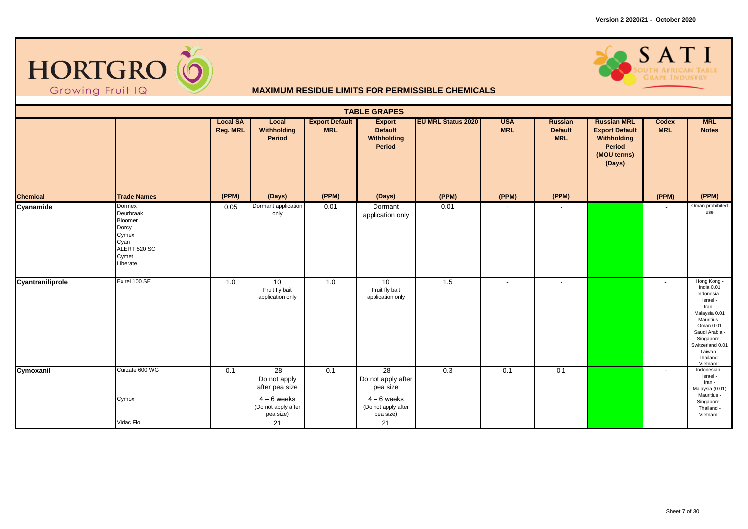# MAXIMUM RESIDUE LIMITS FOR PERMISSIBLE CHEMICALS

## TABLE GRAPES

| Chemical | Trade Names | Local SA Reg. MRL (PPM) | Local Withholding Period (Days) | Export Default MRL (PPM) | Export Default Withholding Period (Days) | EU MRL Status 2020 (PPM) | USA MRL (PPM) | Russian Default MRL (PPM) | Russian MRL Export Default Withholding Period (MOU terms) (Days) | Codex MRL (PPM) | MRL Notes (PPM) |
|---|---|---|---|---|---|---|---|---|---|---|---|
| **Cyanamide** | Dormex<br>Deurbraak<br>Bloomer<br>Dorcy<br>Cymex<br>Cyan<br>ALERT 520 SC<br>Cymet<br>Liberate | 0.05 | Dormant application only | 0.01 | Dormant application only | 0.01 | - | - | | - | Oman prohibited use |
| **Cyantraniliprole** | Exirel 100 SE | 1.0 | 10<br>Fruit fly bait application only | 1.0 | 10<br>Fruit fly bait application only | 1.5 | - | - | | - | Hong Kong -<br>India 0.01<br>Indonesia -<br>Israel -<br>Iran -<br>Malaysia 0.01<br>Mauritius -<br>Oman 0.01<br>Saudi Arabia -<br>Singapore -<br>Switzerland 0.01<br>Taiwan -<br>Thailand -<br>Vietnam - |
| **Cymoxanil** | Curzate 600 WG | 0.1 | 28<br>Do not apply after pea size | 0.1 | 28<br>Do not apply after pea size | 0.3 | 0.1 | 0.1 | | - | Indonesian -<br>Israel -<br>Iran -<br>Malaysia (0.01)<br>Mauritius -<br>Singapore -<br>Thailand -<br>Vietnam - |
| | Cymox | | 4 – 6 weeks<br>(Do not apply after pea size) | | 4 – 6 weeks<br>(Do not apply after pea size) | | | | | | |
| | Vidac Flo | | 21 | | 21 | | | | | | |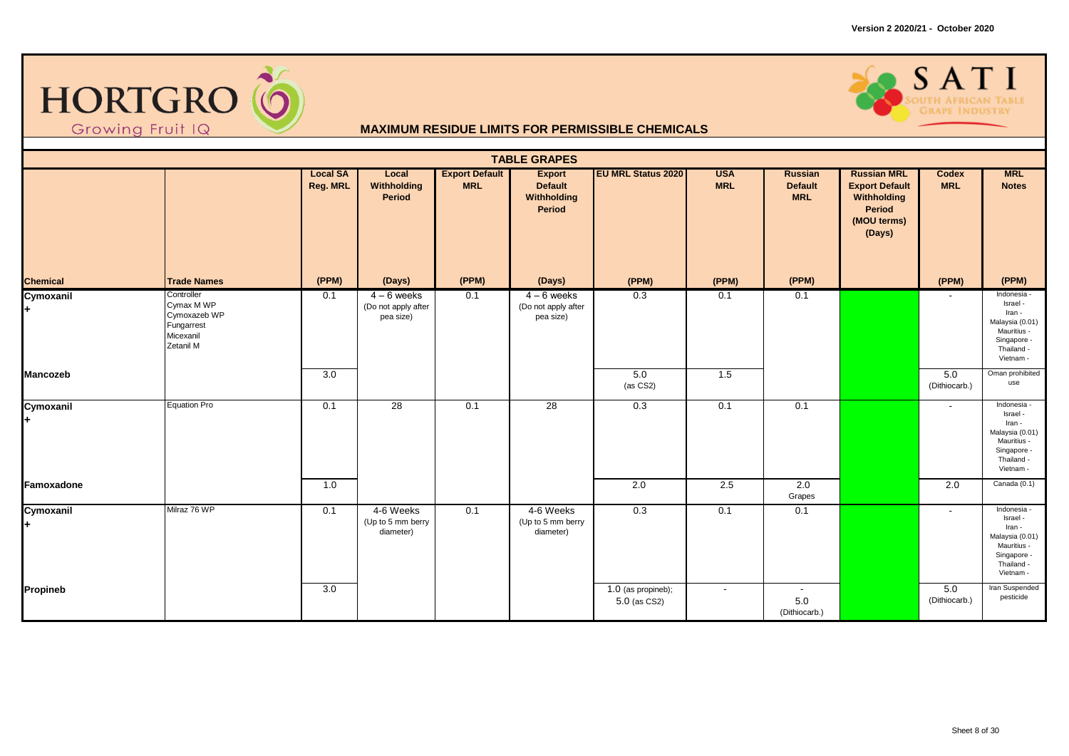Version 2 2020/21 - October 2020

HORTGRO Growing Fruit IQ

SATI SOUTH AFRICAN TABLE GRAPE INDUSTRY

## MAXIMUM RESIDUE LIMITS FOR PERMISSIBLE CHEMICALS

### TABLE GRAPES

| Chemical | Trade Names | Local SA Reg. MRL (PPM) | Local Withholding Period (Days) | Export Default MRL (PPM) | Export Default Withholding Period (Days) | EU MRL Status 2020 (PPM) | USA MRL (PPM) | Russian Default MRL (PPM) | Russian MRL Export Default Withholding Period (MOU terms) (Days) | Codex MRL (PPM) | MRL Notes (PPM) |
|---|---|---|---|---|---|---|---|---|---|---|---|
| Cymoxanil + | Controller, Cymax M WP, Cymoxazeb WP, Fungarrest, Micexanil, Zetanil M | 0.1 | 4 – 6 weeks (Do not apply after pea size) | 0.1 | 4 – 6 weeks (Do not apply after pea size) | 0.3 | 0.1 | 0.1 | | - | Indonesia -, Israel -, Iran -, Malaysia (0.01), Mauritius -, Singapore -, Thailand -, Vietnam - |
| Mancozeb | | 3.0 | | | | 5.0 (as CS2) | 1.5 | | | 5.0 (Dithiocarb.) | Oman prohibited use |
| Cymoxanil + | Equation Pro | 0.1 | 28 | 0.1 | 28 | 0.3 | 0.1 | 0.1 | | - | Indonesia -, Israel -, Iran -, Malaysia (0.01), Mauritius -, Singapore -, Thailand -, Vietnam - |
| Famoxadone | | 1.0 | | | | 2.0 | 2.5 | 2.0 Grapes | | 2.0 | Canada (0.1) |
| Cymoxanil + | Milraz 76 WP | 0.1 | 4-6 Weeks (Up to 5 mm berry diameter) | 0.1 | 4-6 Weeks (Up to 5 mm berry diameter) | 0.3 | 0.1 | 0.1 | | - | Indonesia -, Israel -, Iran -, Malaysia (0.01), Mauritius -, Singapore -, Thailand -, Vietnam - |
| Propineb | | 3.0 | | | | 1.0 (as propineb); 5.0 (as CS2) | - | - 5.0 (Dithiocarb.) | | 5.0 (Dithiocarb.) | Iran Suspended pesticide |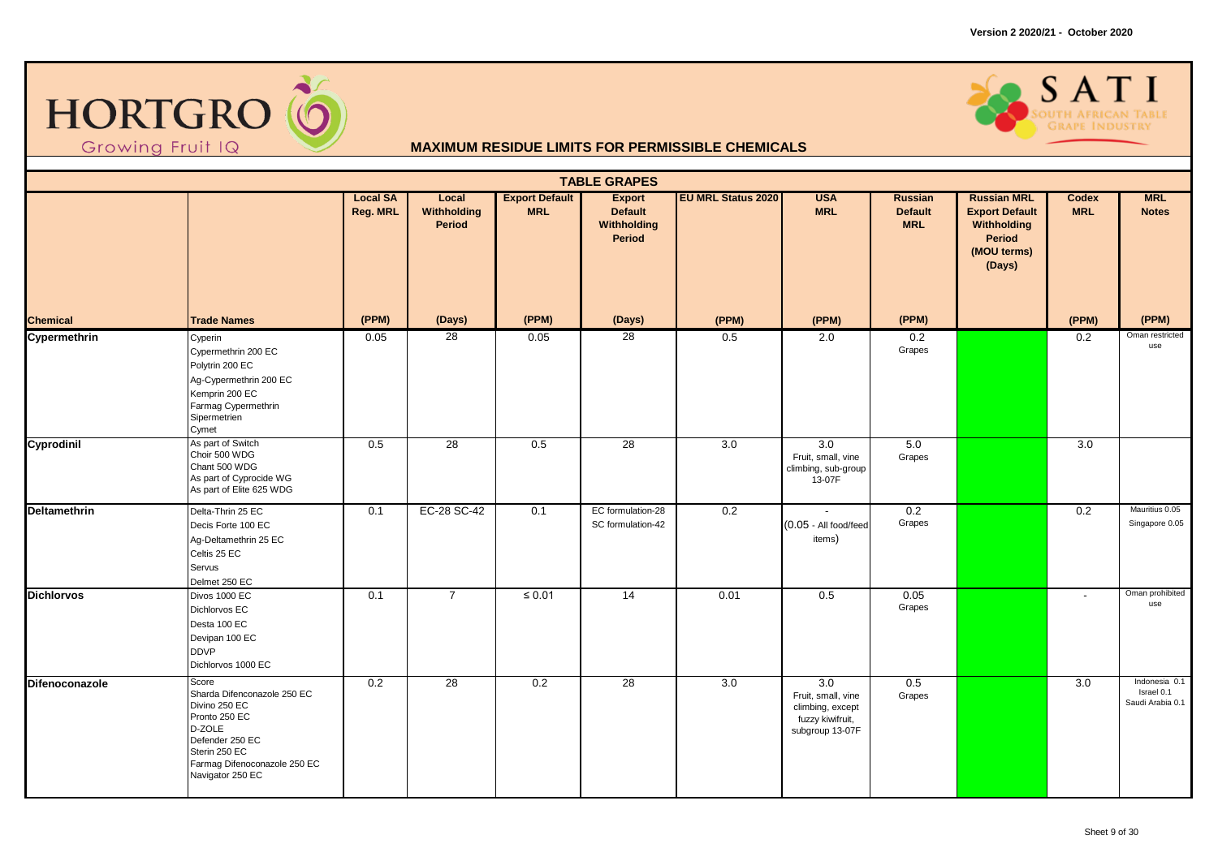Version 2 2020/21 - October 2020

# HORTGRO Growing Fruit IQ

## MAXIMUM RESIDUE LIMITS FOR PERMISSIBLE CHEMICALS

SATI South African Table Grape Industry

### TABLE GRAPES

| Chemical | Trade Names | Local SA Reg. MRL | Local Withholding Period | Export Default MRL | Export Default Withholding Period | EU MRL Status 2020 | USA MRL | Russian Default MRL | Russian MRL Export Default Withholding Period (MOU terms) (Days) | Codex MRL | MRL Notes |
|---|---|---|---|---|---|---|---|---|---|---|---|
| | | (PPM) | (Days) | (PPM) | (Days) | (PPM) | (PPM) | (PPM) | | (PPM) | (PPM) |
| **Cypermethrin** | Cyperin<br>Cypermethrin 200 EC<br>Polytrin 200 EC<br>Ag-Cypermethrin 200 EC<br>Kemprin 200 EC<br>Farmag Cypermethrin<br>Sipermetrien<br>Cymet | 0.05 | 28 | 0.05 | 28 | 0.5 | 2.0 | 0.2<br>Grapes | | 0.2 | Oman restricted use |
| **Cyprodinil** | As part of Switch<br>Choir 500 WDG<br>Chant 500 WDG<br>As part of Cyprocide WG<br>As part of Elite 625 WDG | 0.5 | 28 | 0.5 | 28 | 3.0 | 3.0<br>Fruit, small, vine climbing, sub-group 13-07F | 5.0<br>Grapes | | 3.0 | |
| **Deltamethrin** | Delta-Thrin 25 EC<br>Decis Forte 100 EC<br>Ag-Deltamethrin 25 EC<br>Celtis 25 EC<br>Servus<br>Delmet 250 EC | 0.1 | EC-28 SC-42 | 0.1 | EC formulation-28<br>SC formulation-42 | 0.2 | -<br>(0.05 - All food/feed items) | 0.2<br>Grapes | | 0.2 | Mauritius 0.05<br>Singapore 0.05 |
| **Dichlorvos** | Divos 1000 EC<br>Dichlorvos EC<br>Desta 100 EC<br>Devipan 100 EC<br>DDVP<br>Dichlorvos 1000 EC | 0.1 | 7 | ≤ 0.01 | 14 | 0.01 | 0.5 | 0.05<br>Grapes | | - | Oman prohibited use |
| **Difenoconazole** | Score<br>Sharda Difenconazole 250 EC<br>Divino 250 EC<br>Pronto 250 EC<br>D-ZOLE<br>Defender 250 EC<br>Sterin 250 EC<br>Farmag Difenoconazole 250 EC<br>Navigator 250 EC | 0.2 | 28 | 0.2 | 28 | 3.0 | 3.0<br>Fruit, small, vine climbing, except fuzzy kiwifruit, subgroup 13-07F | 0.5<br>Grapes | | 3.0 | Indonesia 0.1<br>Israel 0.1<br>Saudi Arabia 0.1 |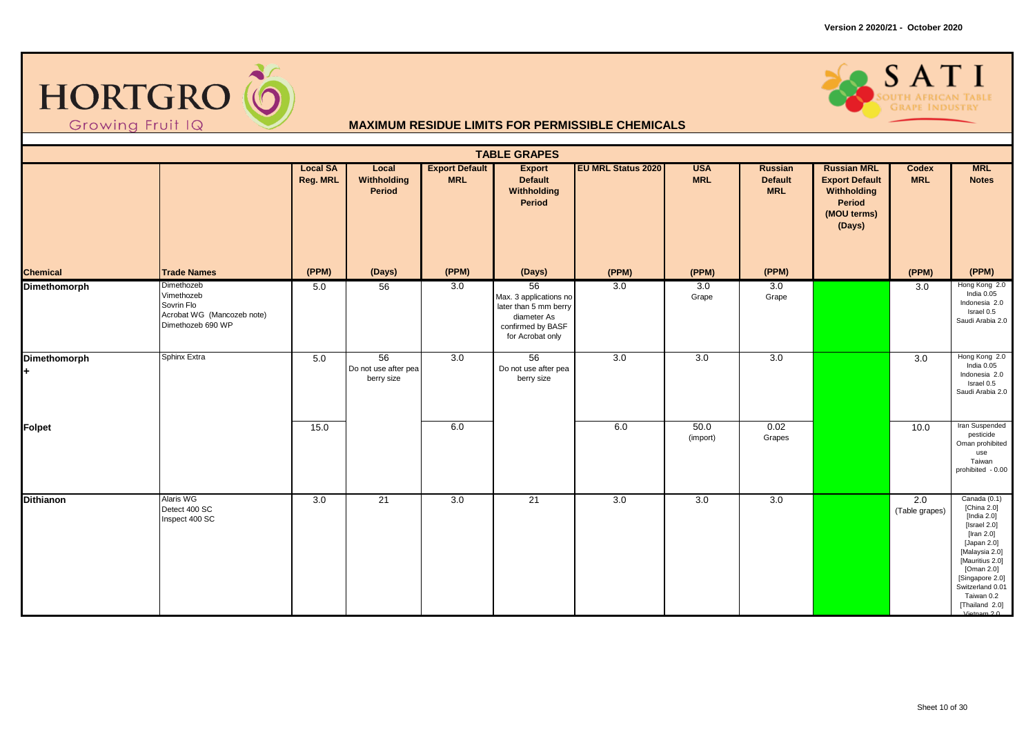Version 2 2020/21 - October 2020

HORTGRO Growing Fruit IQ

SATI South African Table Grape Industry

## MAXIMUM RESIDUE LIMITS FOR PERMISSIBLE CHEMICALS

### TABLE GRAPES

| Chemical | Trade Names | Local SA Reg. MRL (PPM) | Local Withholding Period (Days) | Export Default MRL (PPM) | Export Default Withholding Period (Days) | EU MRL Status 2020 (PPM) | USA MRL (PPM) | Russian Default MRL (PPM) | Russian MRL Export Default Withholding Period (MOU terms) (Days) | Codex MRL (PPM) | MRL Notes (PPM) |
|---|---|---|---|---|---|---|---|---|---|---|---|
| **Dimethomorph** | Dimethozeb<br>Vimethozeb<br>Sovrin Flo<br>Acrobat WG (Mancozeb note)<br>Dimethozeb 690 WP | 5.0 | 56 | 3.0 | 56<br>Max. 3 applications no later than 5 mm berry diameter As confirmed by BASF for Acrobat only | 3.0 | 3.0<br>Grape | 3.0<br>Grape | | 3.0 | Hong Kong 2.0<br>India 0.05<br>Indonesia 2.0<br>Israel 0.5<br>Saudi Arabia 2.0 |
| **Dimethomorph +** | Sphinx Extra | 5.0 | 56<br>Do not use after pea berry size | 3.0 | 56<br>Do not use after pea berry size | 3.0 | 3.0 | 3.0 | | 3.0 | Hong Kong 2.0<br>India 0.05<br>Indonesia 2.0<br>Israel 0.5<br>Saudi Arabia 2.0 |
| **Folpet** | | 15.0 | | 6.0 | | 6.0 | 50.0<br>(import) | 0.02<br>Grapes | | 10.0 | Iran Suspended pesticide<br>Oman prohibited use<br>Taiwan prohibited - 0.00 |
| **Dithianon** | Alaris WG<br>Detect 400 SC<br>Inspect 400 SC | 3.0 | 21 | 3.0 | 21 | 3.0 | 3.0 | 3.0 | | 2.0<br>(Table grapes) | Canada (0.1)<br>[China 2.0]<br>[India 2.0]<br>[Israel 2.0]<br>[Iran 2.0]<br>[Japan 2.0]<br>[Malaysia 2.0]<br>[Mauritius 2.0]<br>[Oman 2.0]<br>[Singapore 2.0]<br>Switzerland 0.01<br>Taiwan 0.2<br>[Thailand 2.0]<br>Vietnam 2.0 |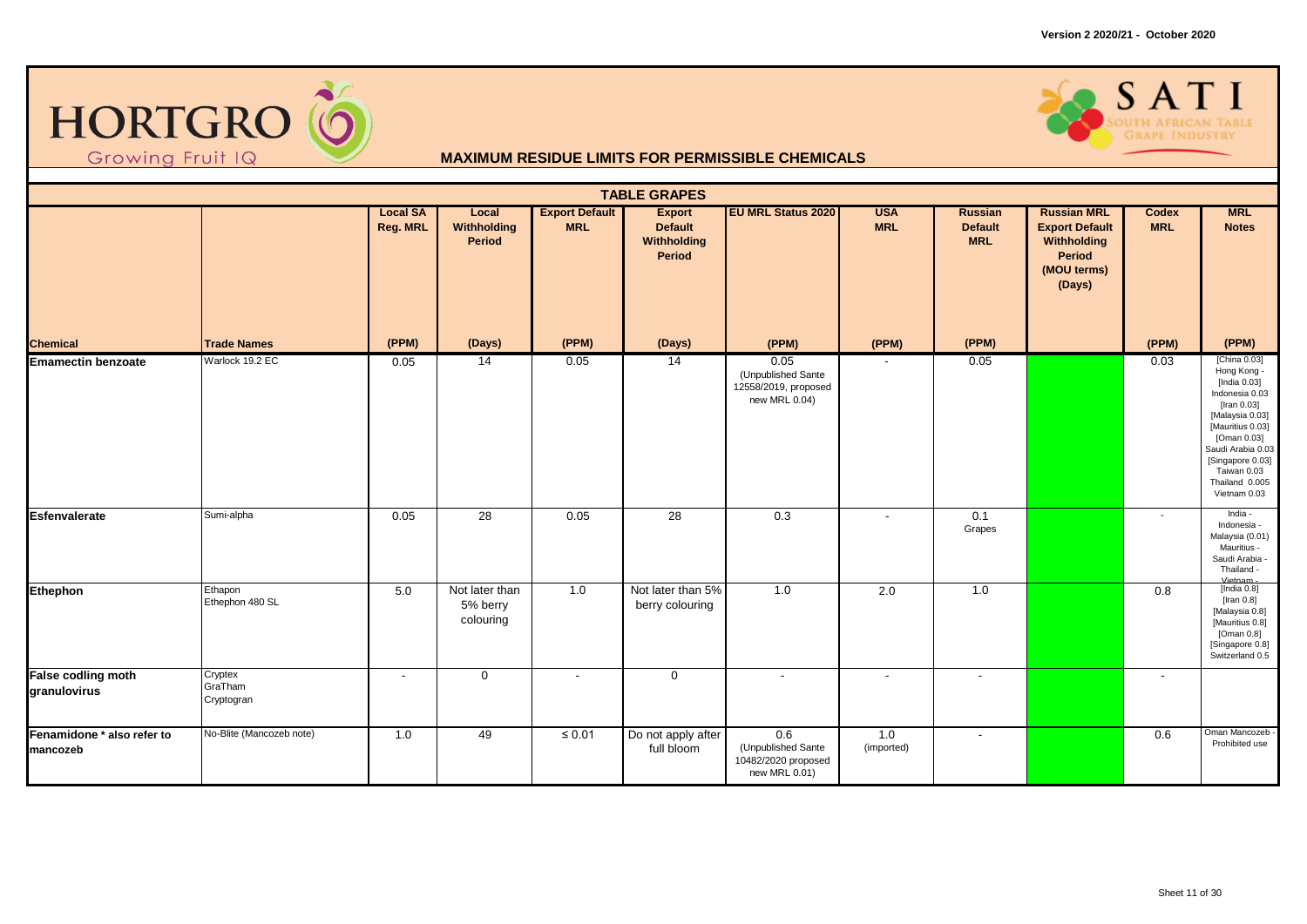Version 2 2020/21 - October 2020

HORTGRO Growing Fruit IQ

SATI South African Table Grape Industry

## MAXIMUM RESIDUE LIMITS FOR PERMISSIBLE CHEMICALS

### TABLE GRAPES

| Chemical | Trade Names | Local SA Reg. MRL (PPM) | Local Withholding Period (Days) | Export Default MRL (PPM) | Export Default Withholding Period (Days) | EU MRL Status 2020 (PPM) | USA MRL (PPM) | Russian Default MRL (PPM) | Russian MRL Export Default Withholding Period (MOU terms) (Days) | Codex MRL (PPM) | MRL Notes (PPM) |
|---|---|---|---|---|---|---|---|---|---|---|---|
| **Emamectin benzoate** | Warlock 19.2 EC | 0.05 | 14 | 0.05 | 14 | 0.05 (Unpublished Sante 12558/2019, proposed new MRL 0.04) | - | 0.05 | | 0.03 | [China 0.03] Hong Kong - [India 0.03] Indonesia 0.03 [Iran 0.03] [Malaysia 0.03] [Mauritius 0.03] [Oman 0.03] Saudi Arabia 0.03 [Singapore 0.03] Taiwan 0.03 Thailand 0.005 Vietnam 0.03 |
| **Esfenvalerate** | Sumi-alpha | 0.05 | 28 | 0.05 | 28 | 0.3 | - | 0.1 Grapes | | - | India - Indonesia - Malaysia (0.01) Mauritius - Saudi Arabia - Thailand - Vietnam - |
| **Ethephon** | Ethapon Ethephon 480 SL | 5.0 | Not later than 5% berry colouring | 1.0 | Not later than 5% berry colouring | 1.0 | 2.0 | 1.0 | | 0.8 | [India 0.8] [Iran 0.8] [Malaysia 0.8] [Mauritius 0.8] [Oman 0.8] [Singapore 0.8] Switzerland 0.5 |
| **False codling moth granulovirus** | Cryptex GraTham Cryptogran | - | 0 | - | 0 | - | - | - | | - | |
| **Fenamidone * also refer to mancozeb** | No-Blite (Mancozeb note) | 1.0 | 49 | ≤ 0.01 | Do not apply after full bloom | 0.6 (Unpublished Sante 10482/2020 proposed new MRL 0.01) | 1.0 (imported) | - | | 0.6 | Oman Mancozeb - Prohibited use |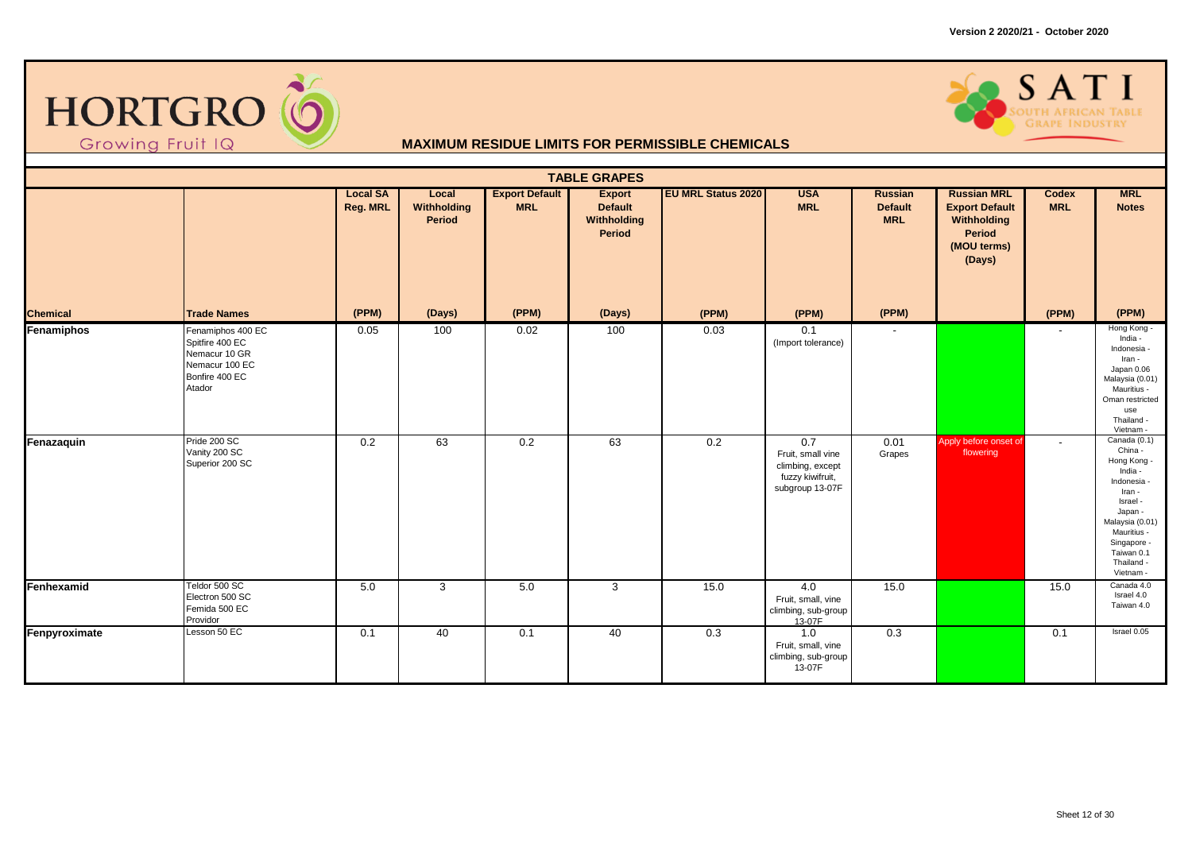Version 2 2020/21 - October 2020

HORTGRO Growing Fruit IQ

SATI SOUTH AFRICAN TABLE GRAPE INDUSTRY

## MAXIMUM RESIDUE LIMITS FOR PERMISSIBLE CHEMICALS

### TABLE GRAPES

| Chemical | Trade Names | Local SA Reg. MRL (PPM) | Local Withholding Period (Days) | Export Default MRL (PPM) | Export Default Withholding Period (Days) | EU MRL Status 2020 (PPM) | USA MRL (PPM) | Russian Default MRL (PPM) | Russian MRL Export Default Withholding Period (MOU terms) (Days) | Codex MRL (PPM) | MRL Notes (PPM) |
|---|---|---|---|---|---|---|---|---|---|---|---|
| **Fenamiphos** | Fenamiphos 400 EC<br>Spitfire 400 EC<br>Nemacur 10 GR<br>Nemacur 100 EC<br>Bonfire 400 EC<br>Atador | 0.05 | 100 | 0.02 | 100 | 0.03 | 0.1<br>(Import tolerance) | - | | - | Hong Kong -<br>India -<br>Indonesia -<br>Iran -<br>Japan 0.06<br>Malaysia (0.01)<br>Mauritius -<br>Oman restricted use<br>Thailand -<br>Vietnam - |
| **Fenazaquin** | Pride 200 SC<br>Vanity 200 SC<br>Superior 200 SC | 0.2 | 63 | 0.2 | 63 | 0.2 | 0.7<br>Fruit, small vine climbing, except fuzzy kiwifruit, subgroup 13-07F | 0.01<br>Grapes | Apply before onset of flowering | - | Canada (0.1)<br>China -<br>Hong Kong -<br>India -<br>Indonesia -<br>Iran -<br>Israel -<br>Japan -<br>Malaysia (0.01)<br>Mauritius -<br>Singapore -<br>Taiwan 0.1<br>Thailand -<br>Vietnam - |
| **Fenhexamid** | Teldor 500 SC<br>Electron 500 SC<br>Femida 500 EC<br>Providor | 5.0 | 3 | 5.0 | 3 | 15.0 | 4.0<br>Fruit, small, vine climbing, sub-group 13-07F | 15.0 | | 15.0 | Canada 4.0<br>Israel 4.0<br>Taiwan 4.0 |
| **Fenpyroximate** | Lesson 50 EC | 0.1 | 40 | 0.1 | 40 | 0.3 | 1.0<br>Fruit, small, vine climbing, sub-group 13-07F | 0.3 | | 0.1 | Israel 0.05 |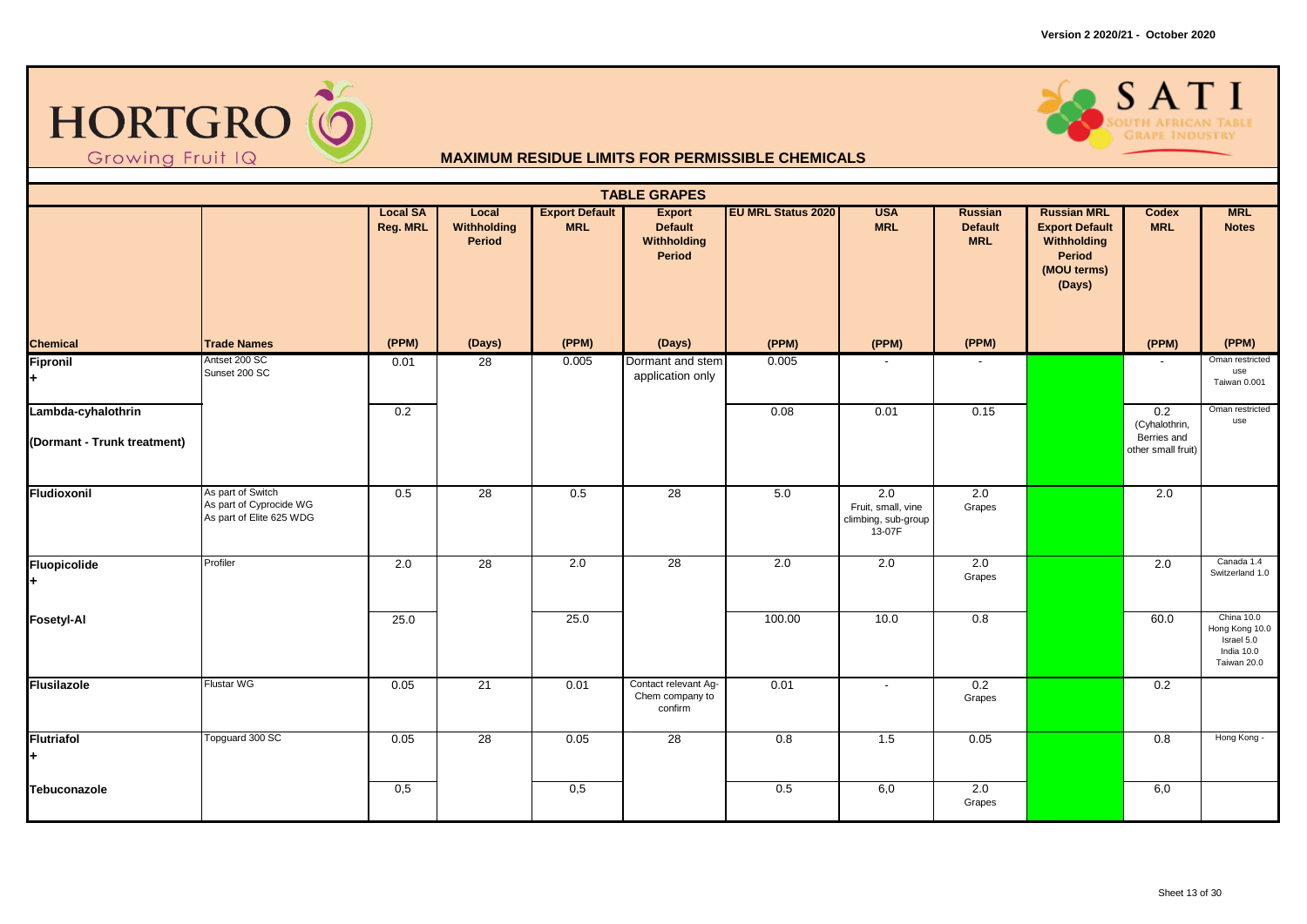**HORTGRO** Growing Fruit IQ

**SATI** South African Table Grape Industry

## MAXIMUM RESIDUE LIMITS FOR PERMISSIBLE CHEMICALS

### TABLE GRAPES

| Chemical | Trade Names | Local SA Reg. MRL | Local Withholding Period | Export Default MRL | Export Default Withholding Period | EU MRL Status 2020 | USA MRL | Russian Default MRL | Russian MRL Export Default Withholding Period (MOU terms) (Days) | Codex MRL | MRL Notes |
|---|---|---|---|---|---|---|---|---|---|---|---|
| | | (PPM) | (Days) | (PPM) | (Days) | (PPM) | (PPM) | (PPM) | | (PPM) | (PPM) |
| **Fipronil** + | Antset 200 SC<br>Sunset 200 SC | 0.01 | 28 | 0.005 | Dormant and stem application only | 0.005 | - | - | | - | Oman restricted use<br>Taiwan 0.001 |
| **Lambda-cyhalothrin**<br>**(Dormant - Trunk treatment)** | | 0.2 | | | | 0.08 | 0.01 | 0.15 | | 0.2 (Cyhalothrin, Berries and other small fruit) | Oman restricted use |
| **Fludioxonil** | As part of Switch<br>As part of Cyprocide WG<br>As part of Elite 625 WDG | 0.5 | 28 | 0.5 | 28 | 5.0 | 2.0 Fruit, small, vine climbing, sub-group 13-07F | 2.0 Grapes | | 2.0 | |
| **Fluopicolide** + | Profiler | 2.0 | 28 | 2.0 | 28 | 2.0 | 2.0 | 2.0 Grapes | | 2.0 | Canada 1.4<br>Switzerland 1.0 |
| **Fosetyl-Al** | | 25.0 | | 25.0 | | 100.00 | 10.0 | 0.8 | | 60.0 | China 10.0<br>Hong Kong 10.0<br>Israel 5.0<br>India 10.0<br>Taiwan 20.0 |
| **Flusilazole** | Flustar WG | 0.05 | 21 | 0.01 | Contact relevant Ag-Chem company to confirm | 0.01 | - | 0.2 Grapes | | 0.2 | |
| **Flutriafol** + | Topguard 300 SC | 0.05 | 28 | 0.05 | 28 | 0.8 | 1.5 | 0.05 | | 0.8 | Hong Kong - |
| **Tebuconazole** | | 0,5 | | 0,5 | | 0.5 | 6,0 | 2.0 Grapes | | 6,0 | |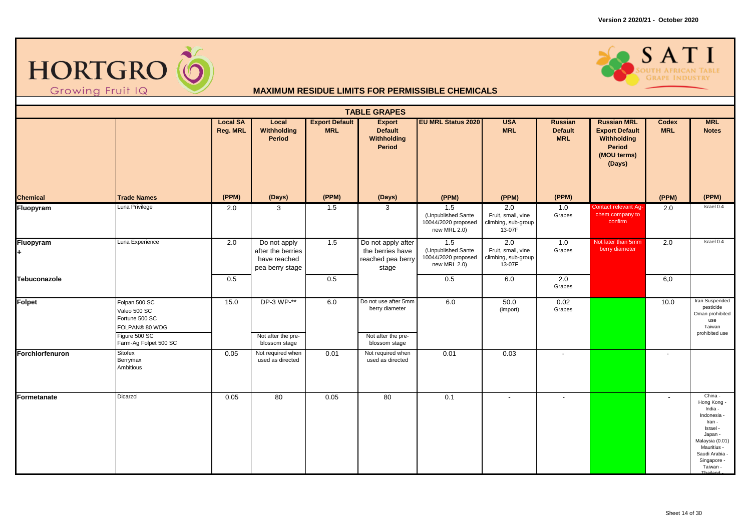Version 2 2020/21 - October 2020

HORTGRO Growing Fruit IQ

SATI SOUTH AFRICAN TABLE GRAPE INDUSTRY

## MAXIMUM RESIDUE LIMITS FOR PERMISSIBLE CHEMICALS

### TABLE GRAPES

| Chemical | Trade Names | Local SA Reg. MRL (PPM) | Local Withholding Period (Days) | Export Default MRL (PPM) | Export Default Withholding Period (Days) | EU MRL Status 2020 (PPM) | USA MRL (PPM) | Russian Default MRL (PPM) | Russian MRL Export Default Withholding Period (MOU terms) (Days) | Codex MRL (PPM) | MRL Notes (PPM) |
|---|---|---|---|---|---|---|---|---|---|---|---|
| **Fluopyram** | Luna Privilege | 2.0 | 3 | 1.5 | 3 | 1.5 (Unpublished Sante 10044/2020 proposed new MRL 2.0) | 2.0 Fruit, small, vine climbing, sub-group 13-07F | 1.0 Grapes | Contact relevant Ag-chem company to confirm | 2.0 | Israel 0.4 |
| **Fluopyram +** | Luna Experience | 2.0 | Do not apply after the berries have reached pea berry stage | 1.5 | Do not apply after the berries have reached pea berry stage | 1.5 (Unpublished Sante 10044/2020 proposed new MRL 2.0) | 2.0 Fruit, small, vine climbing, sub-group 13-07F | 1.0 Grapes | Not later than 5mm berry diameter | 2.0 | Israel 0.4 |
| **Tebuconazole** | | 0.5 | | 0.5 | | 0.5 | 6.0 | 2.0 Grapes | | 6,0 | |
| **Folpet** | Folpan 500 SC<br>Valeo 500 SC<br>Fortune 500 SC<br>FOLPAN® 80 WDG<br>Figure 500 SC<br>Farm-Ag Folpet 500 SC | 15.0 | DP-3 WP-**<br><br>Not after the pre-blossom stage | 6.0 | Do not use after 5mm berry diameter<br><br>Not after the pre-blossom stage | 6.0 | 50.0 (import) | 0.02 Grapes | | 10.0 | Iran Suspended pesticide<br>Oman prohibited use<br>Taiwan prohibited use |
| **Forchlorfenuron** | Sitofex<br>Berrymax<br>Ambitious | 0.05 | Not required when used as directed | 0.01 | Not required when used as directed | 0.01 | 0.03 | - | | - | |
| **Formetanate** | Dicarzol | 0.05 | 80 | 0.05 | 80 | 0.1 | - | - | | - | China -<br>Hong Kong -<br>India -<br>Indonesia -<br>Iran -<br>Israel -<br>Japan -<br>Malaysia (0.01)<br>Mauritius -<br>Saudi Arabia -<br>Singapore -<br>Taiwan -<br>Thailand - |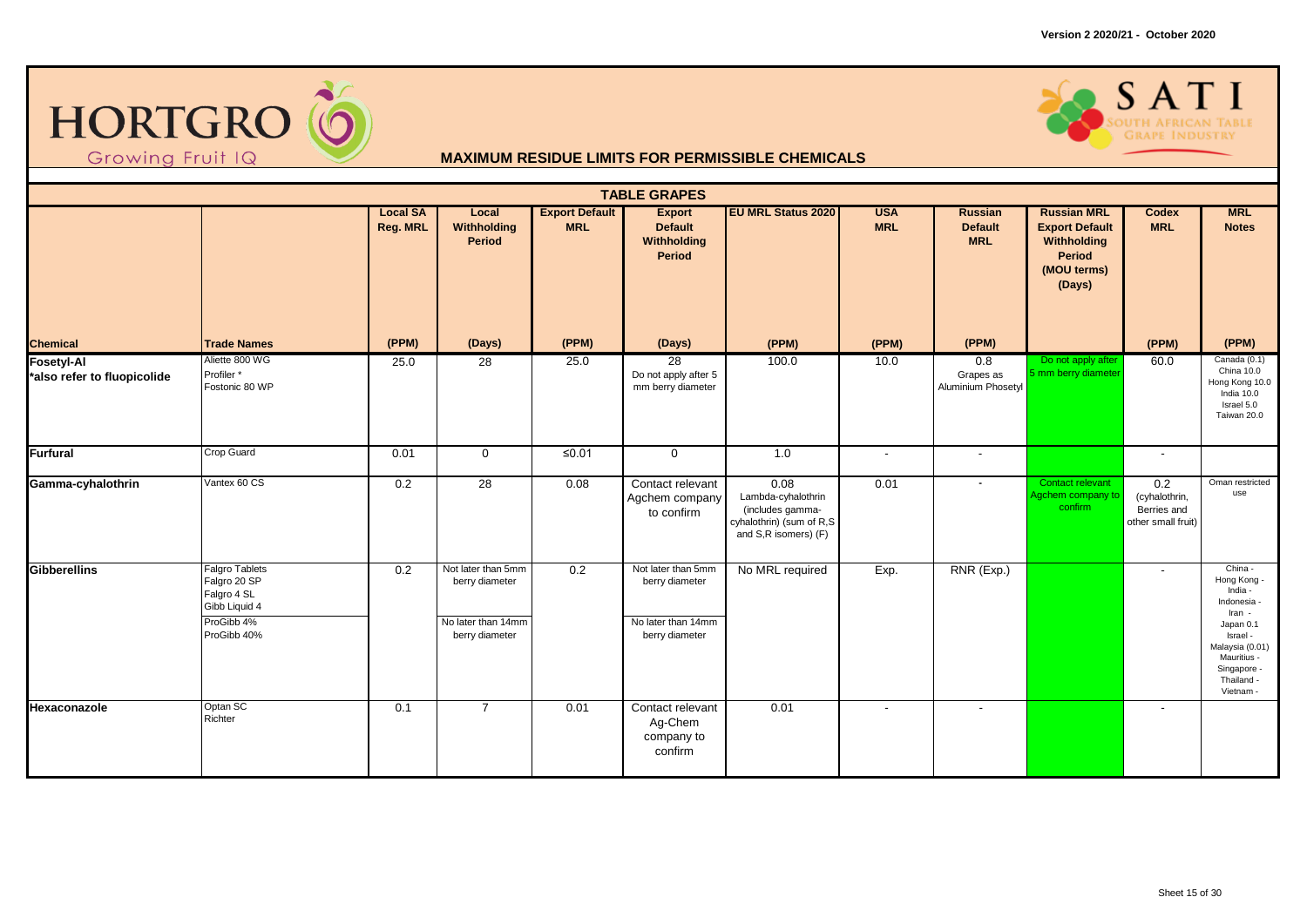Version 2 2020/21 - October 2020

# HORTGRO — Growing Fruit IQ

# SATI — South African Table Grape Industry

## MAXIMUM RESIDUE LIMITS FOR PERMISSIBLE CHEMICALS

### TABLE GRAPES

| Chemical | Trade Names | Local SA Reg. MRL (PPM) | Local Withholding Period (Days) | Export Default MRL (PPM) | Export Default Withholding Period (Days) | EU MRL Status 2020 (PPM) | USA MRL (PPM) | Russian Default MRL (PPM) | Russian MRL Export Default Withholding Period (MOU terms) (Days) | Codex MRL (PPM) | MRL Notes (PPM) |
|---|---|---|---|---|---|---|---|---|---|---|---|
| **Fosetyl-Al** *also refer to fluopicolide | Aliette 800 WG<br>Profiler *<br>Fostonic 80 WP | 25.0 | 28 | 25.0 | 28<br>Do not apply after 5 mm berry diameter | 100.0 | 10.0 | 0.8<br>Grapes as Aluminium Phosetyl | Do not apply after 5 mm berry diameter | 60.0 | Canada (0.1)<br>China 10.0<br>Hong Kong 10.0<br>India 10.0<br>Israel 5.0<br>Taiwan 20.0 |
| **Furfural** | Crop Guard | 0.01 | 0 | ≤0.01 | 0 | 1.0 | - | - | | - | |
| **Gamma-cyhalothrin** | Vantex 60 CS | 0.2 | 28 | 0.08 | Contact relevant Agchem company to confirm | 0.08<br>Lambda-cyhalothrin (includes gamma-cyhalothrin) (sum of R,S and S,R isomers) (F) | 0.01 | - | Contact relevant Agchem company to confirm | 0.2<br>(cyhalothrin, Berries and other small fruit) | Oman restricted use |
| **Gibberellins** | Falgro Tablets<br>Falgro 20 SP<br>Falgro 4 SL<br>Gibb Liquid 4<br>ProGibb 4%<br>ProGibb 40% | 0.2 | Not later than 5mm berry diameter<br>No later than 14mm berry diameter | 0.2 | Not later than 5mm berry diameter<br>No later than 14mm berry diameter | No MRL required | Exp. | RNR (Exp.) | | - | China -<br>Hong Kong -<br>India -<br>Indonesia -<br>Iran -<br>Japan 0.1<br>Israel -<br>Malaysia (0.01)<br>Mauritius -<br>Singapore -<br>Thailand -<br>Vietnam - |
| **Hexaconazole** | Optan SC<br>Richter | 0.1 | 7 | 0.01 | Contact relevant Ag-Chem company to confirm | 0.01 | - | - | | - | |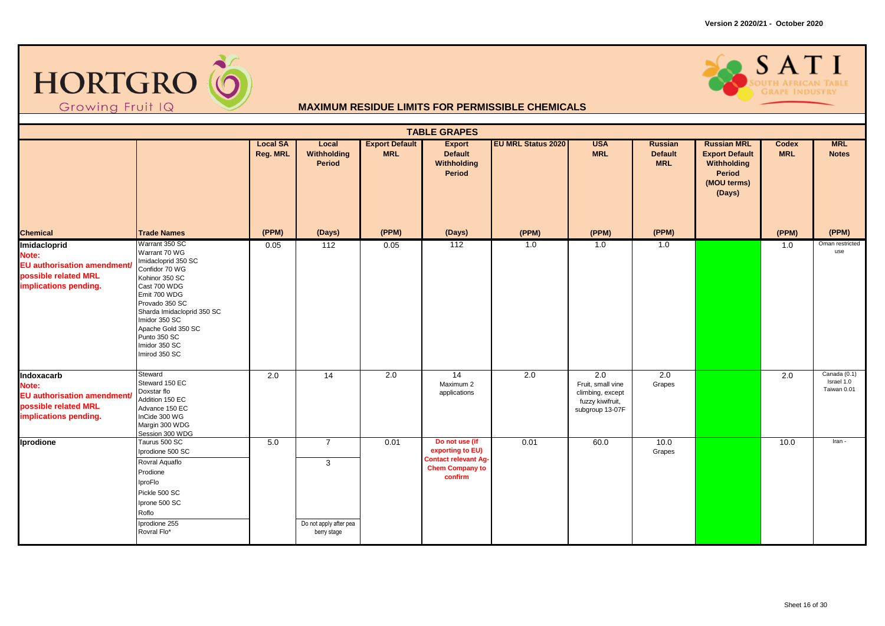Version 2 2020/21 - October 2020

HORTGRO Growing Fruit IQ

SATI SOUTH AFRICAN TABLE GRAPE INDUSTRY

## MAXIMUM RESIDUE LIMITS FOR PERMISSIBLE CHEMICALS

### TABLE GRAPES

| Chemical | Trade Names | Local SA Reg. MRL (PPM) | Local Withholding Period (Days) | Export Default MRL (PPM) | Export Default Withholding Period (Days) | EU MRL Status 2020 (PPM) | USA MRL (PPM) | Russian Default MRL (PPM) | Russian MRL Export Default Withholding Period (MOU terms) (Days) | Codex MRL (PPM) | MRL Notes (PPM) |
|---|---|---|---|---|---|---|---|---|---|---|---|
| **Imidacloprid** Note: EU authorisation amendment/ possible related MRL implications pending. | Warrant 350 SC<br>Warrant 70 WG<br>Imidacloprid 350 SC<br>Confidor 70 WG<br>Kohinor 350 SC<br>Cast 700 WDG<br>Emit 700 WDG<br>Provado 350 SC<br>Sharda Imidacloprid 350 SC<br>Imidor 350 SC<br>Apache Gold 350 SC<br>Punto 350 SC<br>Imidor 350 SC<br>Imirod 350 SC | 0.05 | 112 | 0.05 | 112 | 1.0 | 1.0 | 1.0 | | 1.0 | Oman restricted use |
| **Indoxacarb** Note: EU authorisation amendment/ possible related MRL implications pending. | Steward<br>Steward 150 EC<br>Doxstar flo<br>Addition 150 EC<br>Advance 150 EC<br>InCide 300 WG<br>Margin 300 WDG<br>Session 300 WDG | 2.0 | 14 | 2.0 | 14<br>Maximum 2 applications | 2.0 | 2.0<br>Fruit, small vine climbing, except fuzzy kiwifruit, subgroup 13-07F | 2.0<br>Grapes | | 2.0 | Canada (0.1)<br>Israel 1.0<br>Taiwan 0.01 |
| **Iprodione** | Taurus 500 SC<br>Iprodione 500 SC | 5.0 | 7 | 0.01 | Do not use (if exporting to EU)<br>Contact relevant Ag-Chem Company to confirm | 0.01 | 60.0 | 10.0<br>Grapes | | 10.0 | Iran - |
| | Rovral Aquaflo<br>Prodione<br>IproFlo<br>Pickle 500 SC<br>Iprone 500 SC<br>Roflo | | 3 | | | | | | | | |
| | Iprodione 255<br>Rovral Flo* | | Do not apply after pea berry stage | | | | | | | | |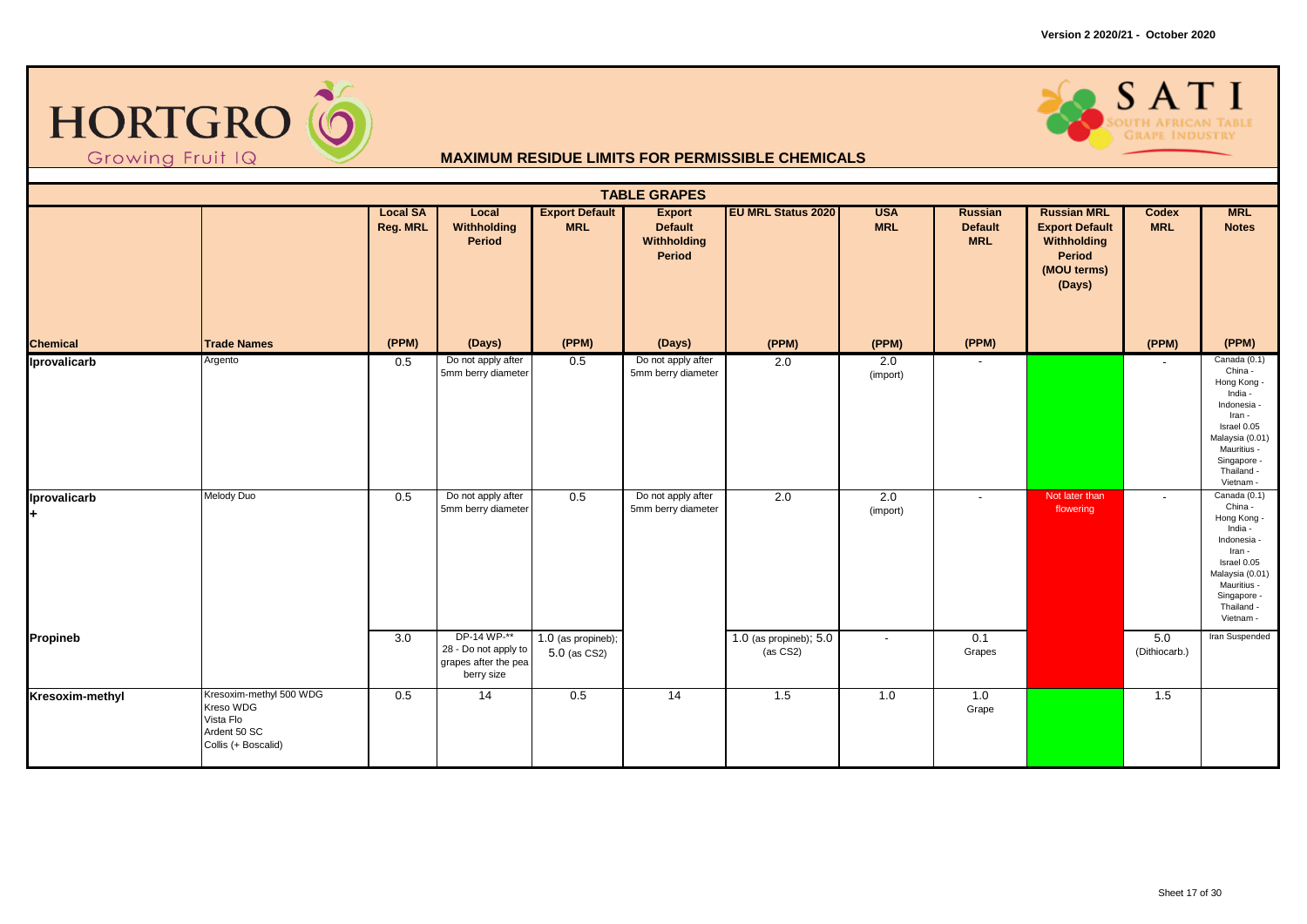Version 2 2020/21 - October 2020

HORTGRO Growing Fruit IQ

SATI SOUTH AFRICAN TABLE GRAPE INDUSTRY

## MAXIMUM RESIDUE LIMITS FOR PERMISSIBLE CHEMICALS

### TABLE GRAPES

| Chemical | Trade Names | Local SA Reg. MRL (PPM) | Local Withholding Period (Days) | Export Default MRL (PPM) | Export Default Withholding Period (Days) | EU MRL Status 2020 (PPM) | USA MRL (PPM) | Russian Default MRL (PPM) | Russian MRL Export Default Withholding Period (MOU terms) (Days) | Codex MRL (PPM) | MRL Notes (PPM) |
|---|---|---|---|---|---|---|---|---|---|---|---|
| **Iprovalicarb** | Argento | 0.5 | Do not apply after 5mm berry diameter | 0.5 | Do not apply after 5mm berry diameter | 2.0 | 2.0 (import) | - | | - | Canada (0.1) China - Hong Kong - India - Indonesia - Iran - Israel 0.05 Malaysia (0.01) Mauritius - Singapore - Thailand - Vietnam - |
| **Iprovalicarb +** | Melody Duo | 0.5 | Do not apply after 5mm berry diameter | 0.5 | Do not apply after 5mm berry diameter | 2.0 | 2.0 (import) | - | Not later than flowering | - | Canada (0.1) China - Hong Kong - India - Indonesia - Iran - Israel 0.05 Malaysia (0.01) Mauritius - Singapore - Thailand - Vietnam - |
| **Propineb** | | 3.0 | DP-14 WP-** 28 - Do not apply to grapes after the pea berry size | 1.0 (as propineb); 5.0 (as CS2) | | 1.0 (as propineb); 5.0 (as CS2) | - | 0.1 Grapes | | 5.0 (Dithiocarb.) | Iran Suspended |
| **Kresoxim-methyl** | Kresoxim-methyl 500 WDG<br>Kreso WDG<br>Vista Flo<br>Ardent 50 SC<br>Collis (+ Boscalid) | 0.5 | 14 | 0.5 | 14 | 1.5 | 1.0 | 1.0 Grape | | 1.5 | |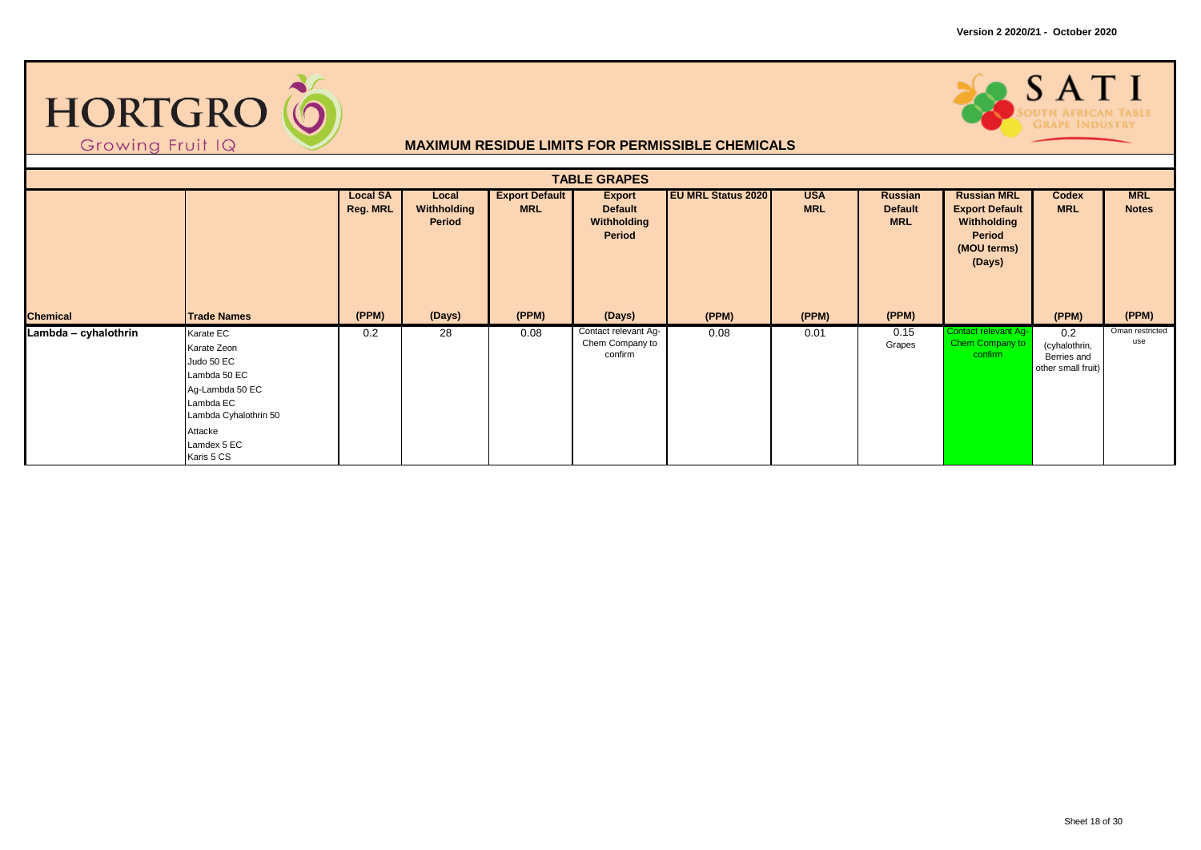# MAXIMUM RESIDUE LIMITS FOR PERMISSIBLE CHEMICALS

## TABLE GRAPES

| Chemical | Trade Names | Local SA Reg. MRL (PPM) | Local Withholding Period (Days) | Export Default MRL (PPM) | Export Default Withholding Period (Days) | EU MRL Status 2020 (PPM) | USA MRL (PPM) | Russian Default MRL (PPM) | Russian MRL Export Default Withholding Period (MOU terms) (Days) | Codex MRL (PPM) | MRL Notes (PPM) |
|---|---|---|---|---|---|---|---|---|---|---|---|
| Lambda – cyhalothrin | Karate EC<br>Karate Zeon<br>Judo 50 EC<br>Lambda 50 EC<br>Ag-Lambda 50 EC<br>Lambda EC<br>Lambda Cyhalothrin 50<br>Attacke<br>Lamdex 5 EC<br>Karis 5 CS | 0.2 | 28 | 0.08 | Contact relevant Ag-Chem Company to confirm | 0.08 | 0.01 | 0.15 Grapes | Contact relevant Ag-Chem Company to confirm | 0.2 (cyhalothrin, Berries and other small fruit) | Oman restricted use |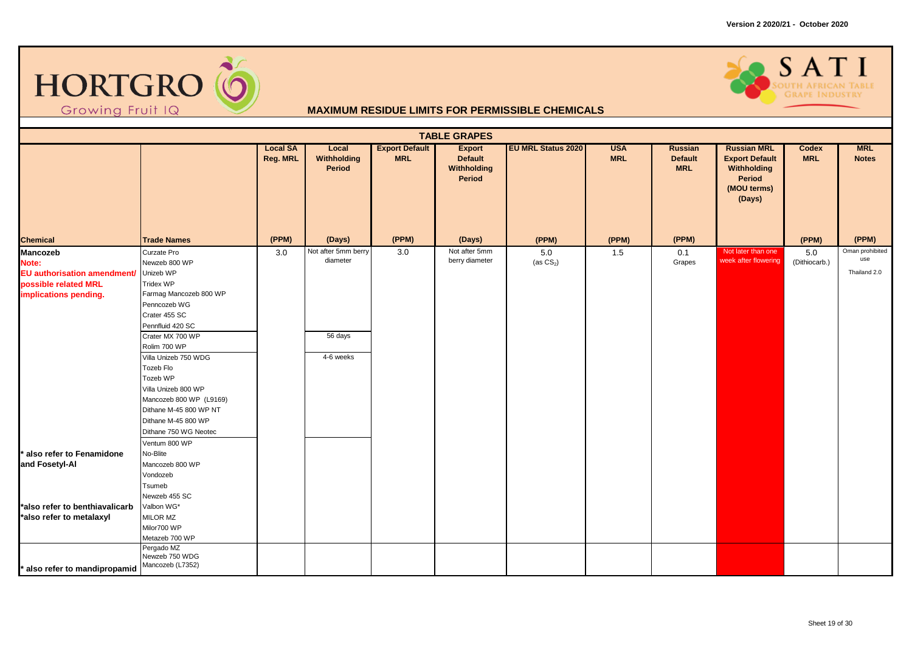Version 2 2020/21 - October 2020

HORTGRO Growing Fruit IQ

SATI SOUTH AFRICAN TABLE GRAPE INDUSTRY

## MAXIMUM RESIDUE LIMITS FOR PERMISSIBLE CHEMICALS

### TABLE GRAPES

| Chemical | Trade Names | Local SA Reg. MRL (PPM) | Local Withholding Period (Days) | Export Default MRL (PPM) | Export Default Withholding Period (Days) | EU MRL Status 2020 (PPM) | USA MRL (PPM) | Russian Default MRL (PPM) | Russian MRL Export Default Withholding Period (MOU terms) (Days) | Codex MRL (PPM) | MRL Notes (PPM) |
|---|---|---|---|---|---|---|---|---|---|---|---|
| **Mancozeb**<br>**Note:**<br>**EU authorisation amendment/ possible related MRL implications pending.** | Curzate Pro<br>Newzeb 800 WP<br>Unizeb WP<br>Tridex WP<br>Farmag Mancozeb 800 WP<br>Penncozeb WG<br>Crater 455 SC<br>Pennfluid 420 SC | 3.0 | Not after 5mm berry diameter | 3.0 | Not after 5mm berry diameter | 5.0 (as $CS_2$) | 1.5 | 0.1 Grapes | Not later than one week after flowering | 5.0 (Dithiocarb.) | Oman prohibited use<br>Thailand 2.0 |
| | Crater MX 700 WP<br>Rolim 700 WP | | 56 days | | | | | | | | |
| | Villa Unizeb 750 WDG<br>Tozeb Flo<br>Tozeb WP<br>Villa Unizeb 800 WP<br>Mancozeb 800 WP (L9169)<br>Dithane M-45 800 WP NT<br>Dithane M-45 800 WP<br>Dithane 750 WG Neotec | | 4-6 weeks | | | | | | | | |
| **\* also refer to Fenamidone and Fosetyl-Al**<br>**\*also refer to benthiavalicarb**<br>**\*also refer to metalaxyl** | Ventum 800 WP<br>No-Blite<br>Mancozeb 800 WP<br>Vondozeb<br>Tsumeb<br>Newzeb 455 SC<br>Valbon WG*<br>MILOR MZ<br>Milor700 WP<br>Metazeb 700 WP | | | | | | | | | | |
| **\* also refer to mandipropamid** | Pergado MZ<br>Newzeb 750 WDG<br>Mancozeb (L7352) | | | | | | | | | | |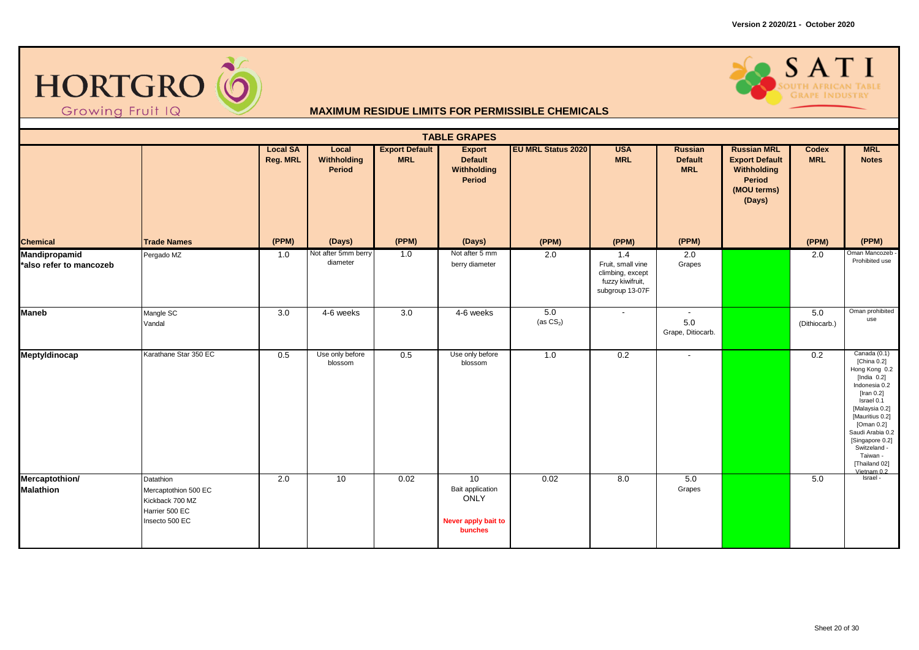Version 2 2020/21 - October 2020

HORTGRO Growing Fruit IQ

SATI SOUTH AFRICAN TABLE GRAPE INDUSTRY

## MAXIMUM RESIDUE LIMITS FOR PERMISSIBLE CHEMICALS

### TABLE GRAPES

| Chemical | Trade Names | Local SA Reg. MRL (PPM) | Local Withholding Period (Days) | Export Default MRL (PPM) | Export Default Withholding Period (Days) | EU MRL Status 2020 (PPM) | USA MRL (PPM) | Russian Default MRL (PPM) | Russian MRL Export Default Withholding Period (MOU terms) (Days) | Codex MRL (PPM) | MRL Notes (PPM) |
|---|---|---|---|---|---|---|---|---|---|---|---|
| **Mandipropamid** *also refer to mancozeb | Pergado MZ | 1.0 | Not after 5mm berry diameter | 1.0 | Not after 5 mm berry diameter | 2.0 | 1.4 Fruit, small vine climbing, except fuzzy kiwifruit, subgroup 13-07F | 2.0 Grapes | | 2.0 | Oman Mancozeb - Prohibited use |
| **Maneb** | Mangle SC<br>Vandal | 3.0 | 4-6 weeks | 3.0 | 4-6 weeks | 5.0 (as $CS_2$) | - | -<br>5.0 Grape, Ditiocarb. | | 5.0 (Dithiocarb.) | Oman prohibited use |
| **Meptyldinocap** | Karathane Star 350 EC | 0.5 | Use only before blossom | 0.5 | Use only before blossom | 1.0 | 0.2 | - | | 0.2 | Canada (0.1)<br>[China 0.2]<br>Hong Kong 0.2<br>[India 0.2]<br>Indonesia 0.2<br>[Iran 0.2]<br>Israel 0.1<br>[Malaysia 0.2]<br>[Mauritius 0.2]<br>[Oman 0.2]<br>Saudi Arabia 0.2<br>[Singapore 0.2]<br>Switzeland -<br>Taiwan -<br>[Thailand 02]<br>Vietnam 0.2 |
| **Mercaptothion/ Malathion** | Datathion<br>Mercaptothion 500 EC<br>Kickback 700 MZ<br>Harrier 500 EC<br>Insecto 500 EC | 2.0 | 10 | 0.02 | 10<br>Bait application ONLY<br>**Never apply bait to bunches** | 0.02 | 8.0 | 5.0 Grapes | | 5.0 | Israel - |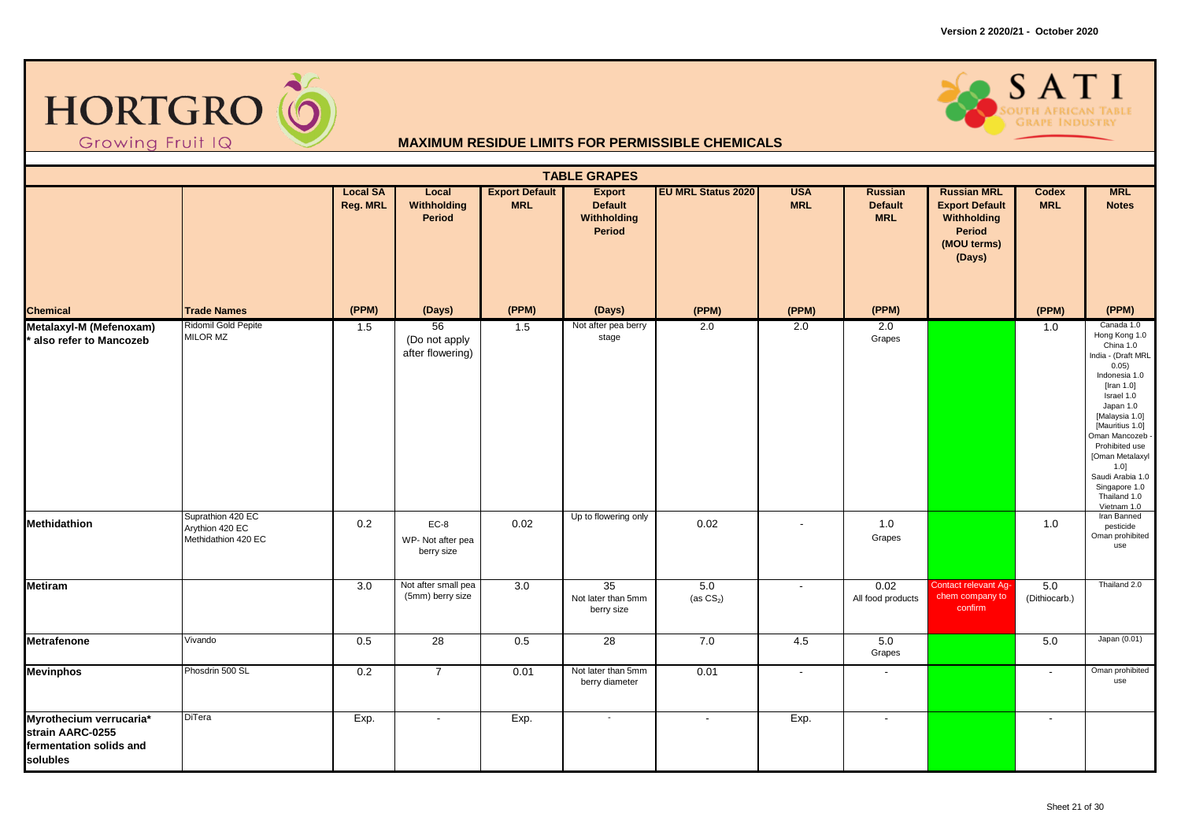Version 2 2020/21 - October 2020

HORTGRO Growing Fruit IQ

SATI SOUTH AFRICAN TABLE GRAPE INDUSTRY

## MAXIMUM RESIDUE LIMITS FOR PERMISSIBLE CHEMICALS

### TABLE GRAPES

| Chemical | Trade Names | Local SA Reg. MRL (PPM) | Local Withholding Period (Days) | Export Default MRL (PPM) | Export Default Withholding Period (Days) | EU MRL Status 2020 (PPM) | USA MRL (PPM) | Russian Default MRL (PPM) | Russian MRL Export Default Withholding Period (MOU terms) (Days) | Codex MRL (PPM) | MRL Notes (PPM) |
|---|---|---|---|---|---|---|---|---|---|---|---|
| **Metalaxyl-M (Mefenoxam)** * also refer to Mancozeb | Ridomil Gold Pepite<br>MILOR MZ | 1.5 | 56<br>(Do not apply after flowering) | 1.5 | Not after pea berry stage | 2.0 | 2.0 | 2.0<br>Grapes | | 1.0 | Canada 1.0<br>Hong Kong 1.0<br>China 1.0<br>India - (Draft MRL 0.05)<br>Indonesia 1.0<br>[Iran 1.0]<br>Israel 1.0<br>Japan 1.0<br>[Malaysia 1.0]<br>[Mauritius 1.0]<br>Oman Mancozeb - Prohibited use<br>[Oman Metalaxyl 1.0]<br>Saudi Arabia 1.0<br>Singapore 1.0<br>Thailand 1.0<br>Vietnam 1.0 |
| **Methidathion** | Suprathion 420 EC<br>Arythion 420 EC<br>Methidathion 420 EC | 0.2 | EC-8<br>WP- Not after pea berry size | 0.02 | Up to flowering only | 0.02 | - | 1.0<br>Grapes | | 1.0 | Iran Banned pesticide<br>Oman prohibited use |
| **Metiram** | | 3.0 | Not after small pea (5mm) berry size | 3.0 | 35<br>Not later than 5mm berry size | 5.0<br>(as $CS_2$) | - | 0.02<br>All food products | Contact relevant Ag-chem company to confirm | 5.0<br>(Dithiocarb.) | Thailand 2.0 |
| **Metrafenone** | Vivando | 0.5 | 28 | 0.5 | 28 | 7.0 | 4.5 | 5.0<br>Grapes | | 5.0 | Japan (0.01) |
| **Mevinphos** | Phosdrin 500 SL | 0.2 | 7 | 0.01 | Not later than 5mm berry diameter | 0.01 | - | - | | - | Oman prohibited use |
| **Myrothecium verrucaria* strain AARC-0255 fermentation solids and solubles** | DiTera | Exp. | - | Exp. | - | - | Exp. | - | | - | |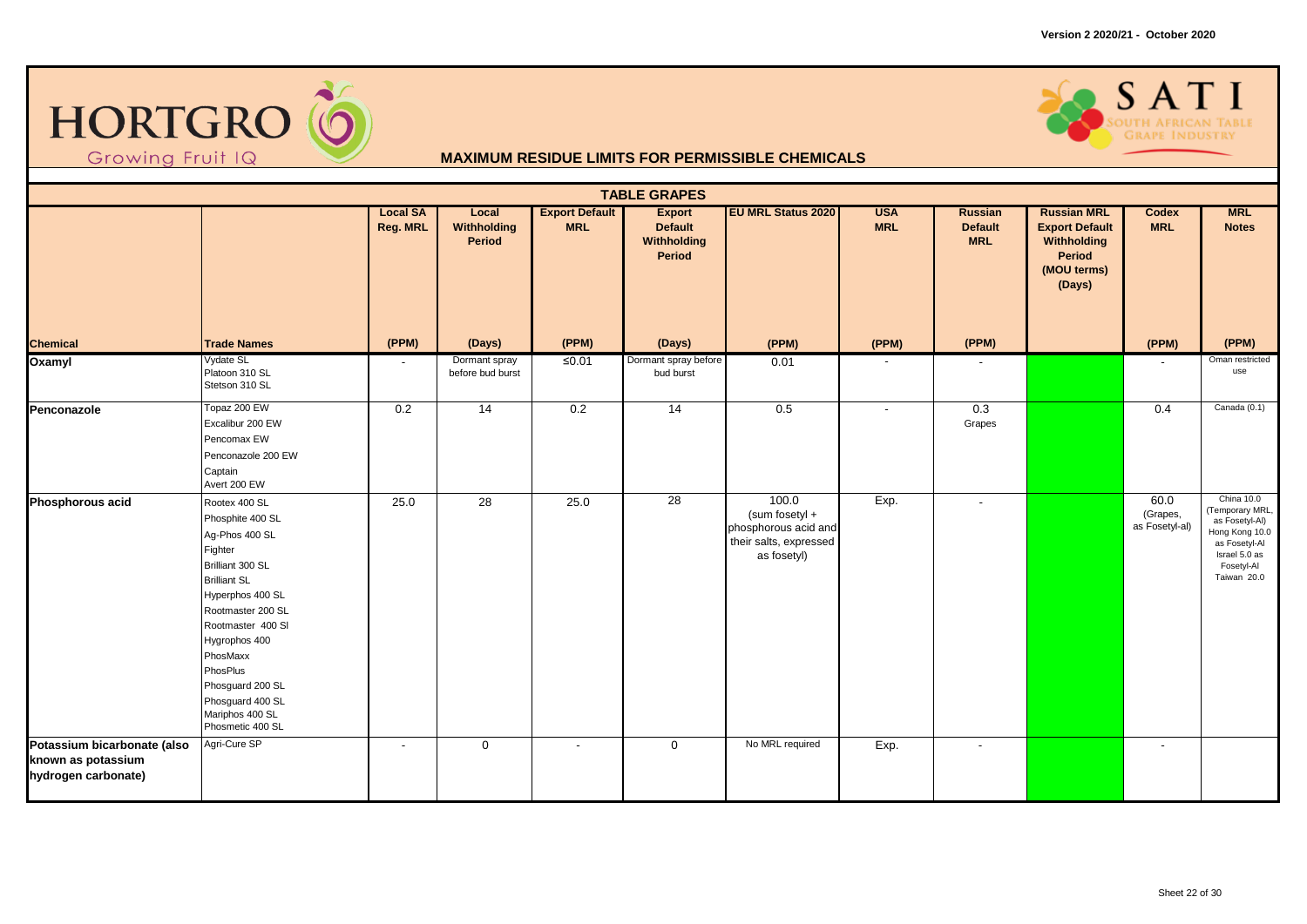HORTGRO Growing Fruit IQ

SATI SOUTH AFRICAN TABLE GRAPE INDUSTRY

## MAXIMUM RESIDUE LIMITS FOR PERMISSIBLE CHEMICALS

### TABLE GRAPES

| Chemical | Trade Names | Local SA Reg. MRL (PPM) | Local Withholding Period (Days) | Export Default MRL (PPM) | Export Default Withholding Period (Days) | EU MRL Status 2020 (PPM) | USA MRL (PPM) | Russian Default MRL (PPM) | Russian MRL Export Default Withholding Period (MOU terms) (Days) | Codex MRL (PPM) | MRL Notes (PPM) |
|---|---|---|---|---|---|---|---|---|---|---|---|
| **Oxamyl** | Vydate SL<br>Platoon 310 SL<br>Stetson 310 SL | - | Dormant spray before bud burst | ≤0.01 | Dormant spray before bud burst | 0.01 | - | - | | - | Oman restricted use |
| **Penconazole** | Topaz 200 EW<br>Excalibur 200 EW<br>Pencomax EW<br>Penconazole 200 EW<br>Captain<br>Avert 200 EW | 0.2 | 14 | 0.2 | 14 | 0.5 | - | 0.3<br>Grapes | | 0.4 | Canada (0.1) |
| **Phosphorous acid** | Rootex 400 SL<br>Phosphite 400 SL<br>Ag-Phos 400 SL<br>Fighter<br>Brilliant 300 SL<br>Brilliant SL<br>Hyperphos 400 SL<br>Rootmaster 200 SL<br>Rootmaster 400 Sl<br>Hygrophos 400<br>PhosMaxx<br>PhosPlus<br>Phosguard 200 SL<br>Phosguard 400 SL<br>Mariphos 400 SL<br>Phosmetic 400 SL | 25.0 | 28 | 25.0 | 28 | 100.0<br>(sum fosetyl + phosphorous acid and their salts, expressed as fosetyl) | Exp. | - | | 60.0<br>(Grapes, as Fosetyl-al) | China 10.0 (Temporary MRL, as Fosetyl-Al)<br>Hong Kong 10.0 as Fosetyl-Al<br>Israel 5.0 as Fosetyl-Al<br>Taiwan 20.0 |
| **Potassium bicarbonate (also known as potassium hydrogen carbonate)** | Agri-Cure SP | - | 0 | - | 0 | No MRL required | Exp. | - | | - | |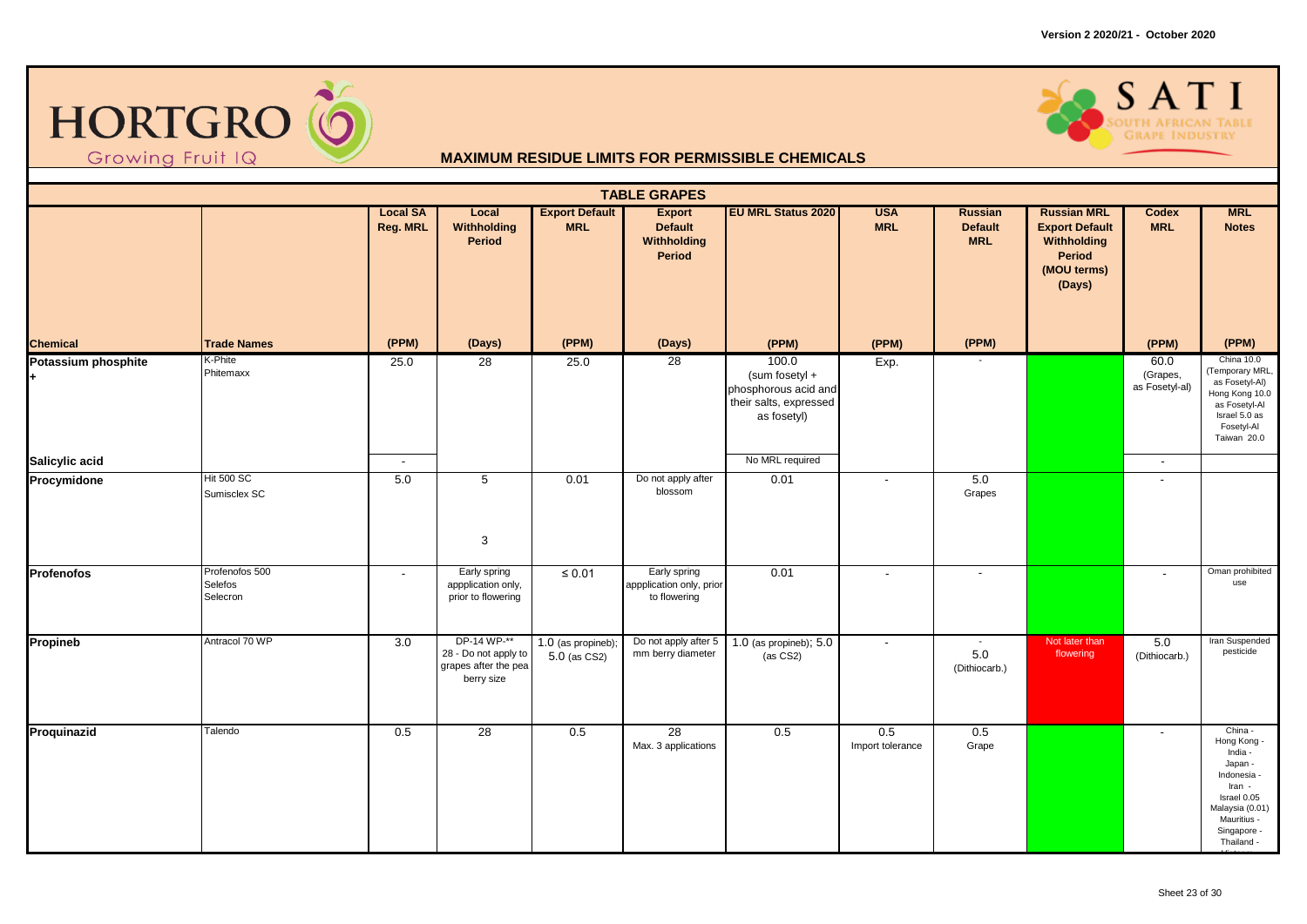Version 2 2020/21 - October 2020

HORTGRO Growing Fruit IQ

SATI SOUTH AFRICAN TABLE GRAPE INDUSTRY

## MAXIMUM RESIDUE LIMITS FOR PERMISSIBLE CHEMICALS

### TABLE GRAPES

| Chemical | Trade Names | Local SA Reg. MRL (PPM) | Local Withholding Period (Days) | Export Default MRL (PPM) | Export Default Withholding Period (Days) | EU MRL Status 2020 (PPM) | USA MRL (PPM) | Russian Default MRL (PPM) | Russian MRL Export Default Withholding Period (MOU terms) (Days) | Codex MRL (PPM) | MRL Notes (PPM) |
|---|---|---|---|---|---|---|---|---|---|---|---|
| **Potassium phosphite +** | K-Phite Phitemaxx | 25.0 | 28 | 25.0 | 28 | 100.0 (sum fosetyl + phosphorous acid and their salts, expressed as fosetyl) | Exp. | - | | 60.0 (Grapes, as Fosetyl-al) | China 10.0 (Temporary MRL, as Fosetyl-Al) Hong Kong 10.0 as Fosetyl-Al Israel 5.0 as Fosetyl-Al Taiwan 20.0 |
| **Salicylic acid** | | - | | | | No MRL required | | | | - | |
| **Procymidone** | Hit 500 SC Sumisclex SC | 5.0 | 5<br>3 | 0.01 | Do not apply after blossom | 0.01 | - | 5.0 Grapes | | - | |
| **Profenofos** | Profenofos 500 Selefos Selecron | - | Early spring appplication only, prior to flowering | ≤ 0.01 | Early spring appplication only, prior to flowering | 0.01 | - | - | | - | Oman prohibited use |
| **Propineb** | Antracol 70 WP | 3.0 | DP-14 WP-** 28 - Do not apply to grapes after the pea berry size | 1.0 (as propineb); 5.0 (as CS2) | Do not apply after 5 mm berry diameter | 1.0 (as propineb); 5.0 (as CS2) | - | - 5.0 (Dithiocarb.) | Not later than flowering | 5.0 (Dithiocarb.) | Iran Suspended pesticide |
| **Proquinazid** | Talendo | 0.5 | 28 | 0.5 | 28 Max. 3 applications | 0.5 | 0.5 Import tolerance | 0.5 Grape | | - | China - Hong Kong - India - Japan - Indonesia - Iran - Israel 0.05 Malaysia (0.01) Mauritius - Singapore - Thailand - |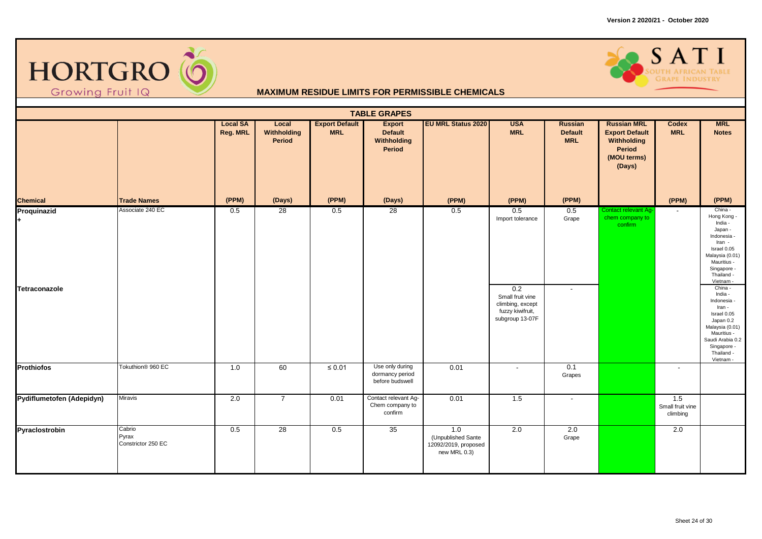**Version 2 2020/21 - October 2020**

HORTGRO Growing Fruit IQ

SATI SOUTH AFRICAN TABLE GRAPE INDUSTRY

## MAXIMUM RESIDUE LIMITS FOR PERMISSIBLE CHEMICALS

### TABLE GRAPES

| Chemical | Trade Names | Local SA Reg. MRL (PPM) | Local Withholding Period (Days) | Export Default MRL (PPM) | Export Default Withholding Period (Days) | EU MRL Status 2020 (PPM) | USA MRL (PPM) | Russian Default MRL (PPM) | Russian MRL Export Default Withholding Period (MOU terms) (Days) | Codex MRL (PPM) | MRL Notes (PPM) |
|---|---|---|---|---|---|---|---|---|---|---|---|
| **Proquinazid** + | Associate 240 EC | 0.5 | 28 | 0.5 | 28 | 0.5 | 0.5 Import tolerance | 0.5 Grape | Contact relevant Ag-chem company to confirm | - | China - Hong Kong - India - Japan - Indonesia - Iran - Israel 0.05 Malaysia (0.01) Mauritius - Singapore - Thailand - Vietnam - |
| **Tetraconazole** | | | | | | | 0.2 Small fruit vine climbing, except fuzzy kiwifruit, subgroup 13-07F | - | | | China - India - Indonesia - Iran - Israel 0.05 Japan 0.2 Malaysia (0.01) Mauritius - Saudi Arabia 0.2 Singapore - Thailand - Vietnam - |
| **Prothiofos** | Tokuthion® 960 EC | 1.0 | 60 | ≤ 0.01 | Use only during dormancy period before budswell | 0.01 | - | 0.1 Grapes | | - | |
| **Pydiflumetofen (Adepidyn)** | Miravis | 2.0 | 7 | 0.01 | Contact relevant Ag-Chem company to confirm | 0.01 | 1.5 | - | | 1.5 Small fruit vine climbing | |
| **Pyraclostrobin** | Cabrio Pyrax Constrictor 250 EC | 0.5 | 28 | 0.5 | 35 | 1.0 (Unpublished Sante 12092/2019, proposed new MRL 0.3) | 2.0 | 2.0 Grape | | 2.0 | |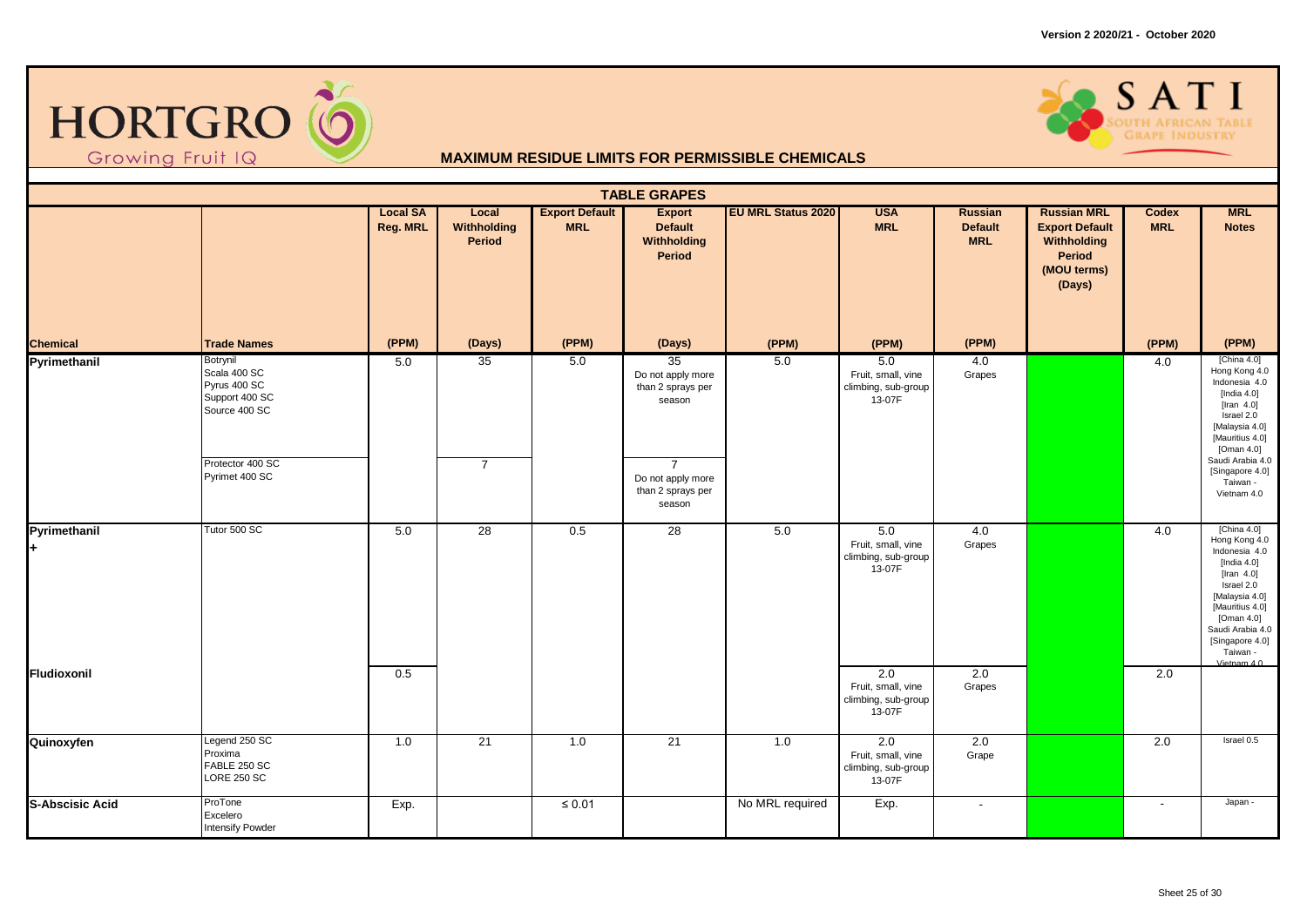Version 2 2020/21 - October 2020

HORTGRO Growing Fruit IQ

SATI South African Table Grape Industry

## MAXIMUM RESIDUE LIMITS FOR PERMISSIBLE CHEMICALS

### TABLE GRAPES

| Chemical | Trade Names | Local SA Reg. MRL (PPM) | Local Withholding Period (Days) | Export Default MRL (PPM) | Export Default Withholding Period (Days) | EU MRL Status 2020 (PPM) | USA MRL (PPM) | Russian Default MRL (PPM) | Russian MRL Export Default Withholding Period (MOU terms) (Days) | Codex MRL (PPM) | MRL Notes (PPM) |
|---|---|---|---|---|---|---|---|---|---|---|---|
| Pyrimethanil | Botrynil<br>Scala 400 SC<br>Pyrus 400 SC<br>Support 400 SC<br>Source 400 SC | 5.0 | 35 | 5.0 | 35<br>Do not apply more than 2 sprays per season | 5.0 | 5.0<br>Fruit, small, vine climbing, sub-group 13-07F | 4.0<br>Grapes | | 4.0 | [China 4.0]<br>Hong Kong 4.0<br>Indonesia 4.0<br>[India 4.0]<br>[Iran 4.0]<br>Israel 2.0<br>[Malaysia 4.0]<br>[Mauritius 4.0]<br>[Oman 4.0]<br>Saudi Arabia 4.0<br>[Singapore 4.0]<br>Taiwan -<br>Vietnam 4.0 |
| | Protector 400 SC<br>Pyrimet 400 SC | | 7 | | 7<br>Do not apply more than 2 sprays per season | | | | | | |
| Pyrimethanil<br>+ | Tutor 500 SC | 5.0 | 28 | 0.5 | 28 | 5.0 | 5.0<br>Fruit, small, vine climbing, sub-group 13-07F | 4.0<br>Grapes | | 4.0 | [China 4.0]<br>Hong Kong 4.0<br>Indonesia 4.0<br>[India 4.0]<br>[Iran 4.0]<br>Israel 2.0<br>[Malaysia 4.0]<br>[Mauritius 4.0]<br>[Oman 4.0]<br>Saudi Arabia 4.0<br>[Singapore 4.0]<br>Taiwan -<br>Vietnam 4.0 |
| Fludioxonil | | 0.5 | | | | | 2.0<br>Fruit, small, vine climbing, sub-group 13-07F | 2.0<br>Grapes | | 2.0 | |
| Quinoxyfen | Legend 250 SC<br>Proxima<br>FABLE 250 SC<br>LORE 250 SC | 1.0 | 21 | 1.0 | 21 | 1.0 | 2.0<br>Fruit, small, vine climbing, sub-group 13-07F | 2.0<br>Grape | | 2.0 | Israel 0.5 |
| S-Abscisic Acid | ProTone<br>Excelero<br>Intensify Powder | Exp. | | ≤ 0.01 | | No MRL required | Exp. | - | | - | Japan - |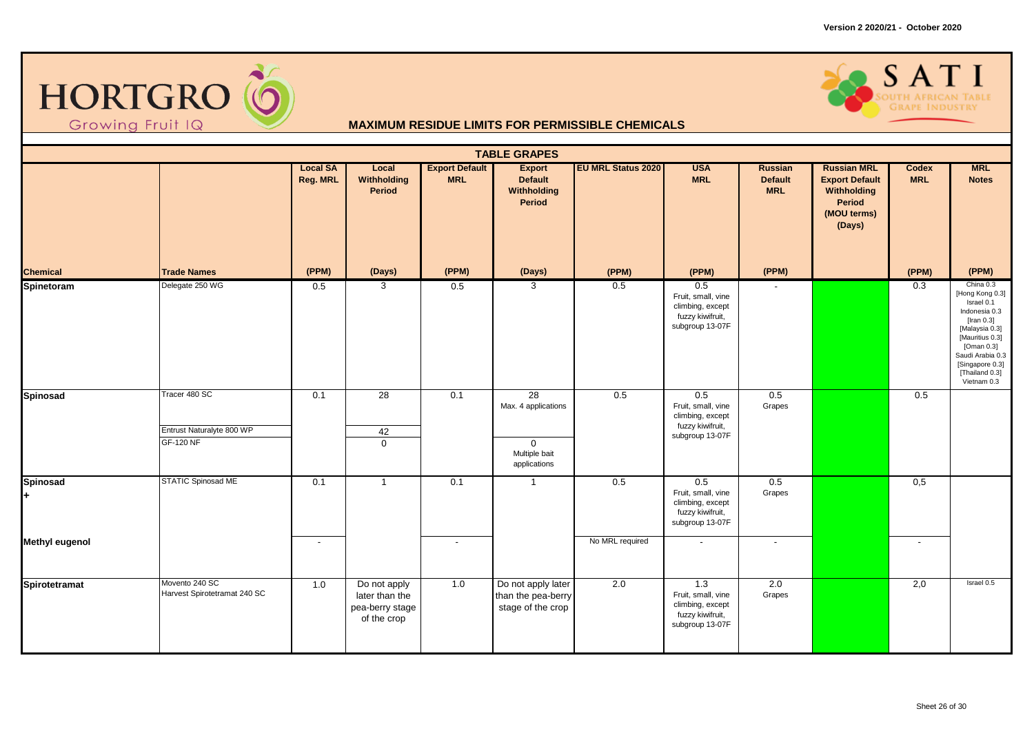Version 2 2020/21 - October 2020

HORTGRO
Growing Fruit IQ

SATI
SOUTH AFRICAN TABLE GRAPE INDUSTRY

## MAXIMUM RESIDUE LIMITS FOR PERMISSIBLE CHEMICALS

| TABLE GRAPES | | | | | | | | | | | |
|---|---|---|---|---|---|---|---|---|---|---|---|
| | | Local SA Reg. MRL | Local Withholding Period | Export Default MRL | Export Default Withholding Period | EU MRL Status 2020 | USA MRL | Russian Default MRL | Russian MRL Export Default Withholding Period (MOU terms) (Days) | Codex MRL | MRL Notes |
| Chemical | Trade Names | (PPM) | (Days) | (PPM) | (Days) | (PPM) | (PPM) | (PPM) | | (PPM) | (PPM) |
| Spinetoram | Delegate 250 WG | 0.5 | 3 | 0.5 | 3 | 0.5 | 0.5 Fruit, small, vine climbing, except fuzzy kiwifruit, subgroup 13-07F | - | | 0.3 | China 0.3 [Hong Kong 0.3] Israel 0.1 Indonesia 0.3 [Iran 0.3] [Malaysia 0.3] [Mauritius 0.3] [Oman 0.3] Saudi Arabia 0.3 [Singapore 0.3] [Thailand 0.3] Vietnam 0.3 |
| Spinosad | Tracer 480 SC | 0.1 | 28 | 0.1 | 28 Max. 4 applications | 0.5 | 0.5 Fruit, small, vine climbing, except fuzzy kiwifruit, subgroup 13-07F | 0.5 Grapes | | 0.5 | |
| | Entrust Naturalyte 800 WP | | 42 | | | | | | | | |
| | GF-120 NF | | 0 | | 0 Multiple bait applications | | | | | | |
| Spinosad + | STATIC Spinosad ME | 0.1 | 1 | 0.1 | 1 | 0.5 | 0.5 Fruit, small, vine climbing, except fuzzy kiwifruit, subgroup 13-07F | 0.5 Grapes | | 0,5 | |
| Methyl eugenol | | - | | - | | No MRL required | - | - | | - | |
| Spirotetramat | Movento 240 SC Harvest Spirotetramat 240 SC | 1.0 | Do not apply later than the pea-berry stage of the crop | 1.0 | Do not apply later than the pea-berry stage of the crop | 2.0 | 1.3 Fruit, small, vine climbing, except fuzzy kiwifruit, subgroup 13-07F | 2.0 Grapes | | 2,0 | Israel 0.5 |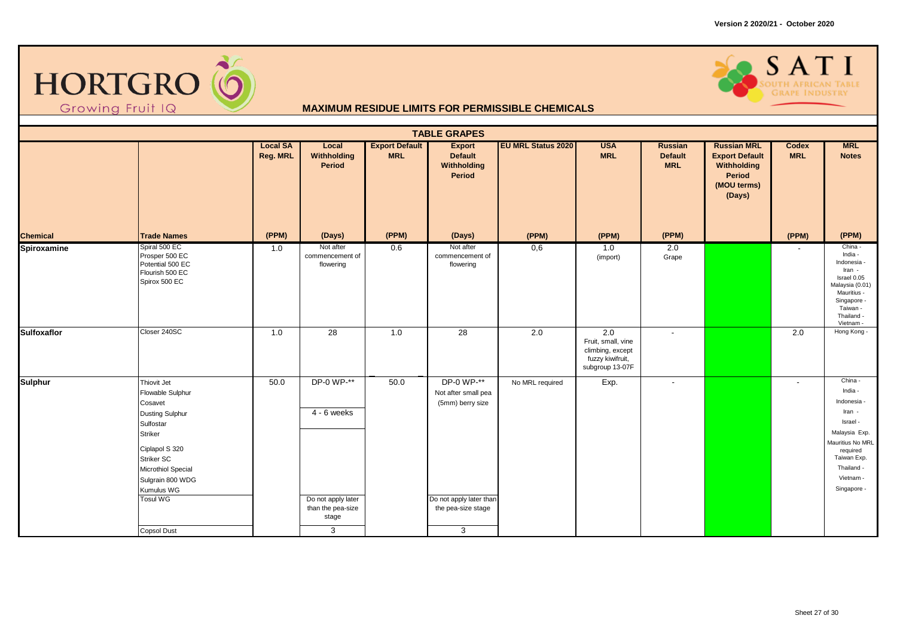**Version 2 2020/21 - October 2020**

# HORTGRO

Growing Fruit IQ

SATI SOUTH AFRICAN TABLE GRAPE INDUSTRY

## MAXIMUM RESIDUE LIMITS FOR PERMISSIBLE CHEMICALS

### TABLE GRAPES

| Chemical | Trade Names | Local SA Reg. MRL (PPM) | Local Withholding Period (Days) | Export Default MRL (PPM) | Export Default Withholding Period (Days) | EU MRL Status 2020 (PPM) | USA MRL (PPM) | Russian Default MRL (PPM) | Russian MRL Export Default Withholding Period (MOU terms) (Days) | Codex MRL (PPM) | MRL Notes (PPM) |
|---|---|---|---|---|---|---|---|---|---|---|---|
| **Spiroxamine** | Spiral 500 EC<br>Prosper 500 EC<br>Potential 500 EC<br>Flourish 500 EC<br>Spirox 500 EC | 1.0 | Not after commencement of flowering | 0.6 | Not after commencement of flowering | 0,6 | 1.0 (import) | 2.0 Grape | | - | China -<br>India -<br>Indonesia -<br>Iran -<br>Israel 0.05<br>Malaysia (0.01)<br>Mauritius -<br>Singapore -<br>Taiwan -<br>Thailand -<br>Vietnam - |
| **Sulfoxaflor** | Closer 240SC | 1.0 | 28 | 1.0 | 28 | 2.0 | 2.0 Fruit, small, vine climbing, except fuzzy kiwifruit, subgroup 13-07F | - | | 2.0 | Hong Kong - |
| **Sulphur** | Thiovit Jet<br>Flowable Sulphur<br>Cosavet | DP-0 WP-** | | | DP-0 WP-** Not after small pea (5mm) berry size | | | | | | |
| | Dusting Sulphur<br>Sulfostar<br>Striker<br>Ciplapol S 320<br>Striker SC<br>Microthiol Special<br>Sulgrain 800 WDG<br>Kumulus WG | 50.0 | 4 - 6 weeks | 50.0 | | No MRL required | Exp. | - | | - | China -<br>India -<br>Indonesia -<br>Iran -<br>Israel -<br>Malaysia Exp.<br>Mauritius No MRL required<br>Taiwan Exp.<br>Thailand -<br>Vietnam -<br>Singapore - |
| | Tosul WG | | Do not apply later than the pea-size stage | | Do not apply later than the pea-size stage | | | | | | |
| | Copsol Dust | | 3 | | 3 | | | | | | |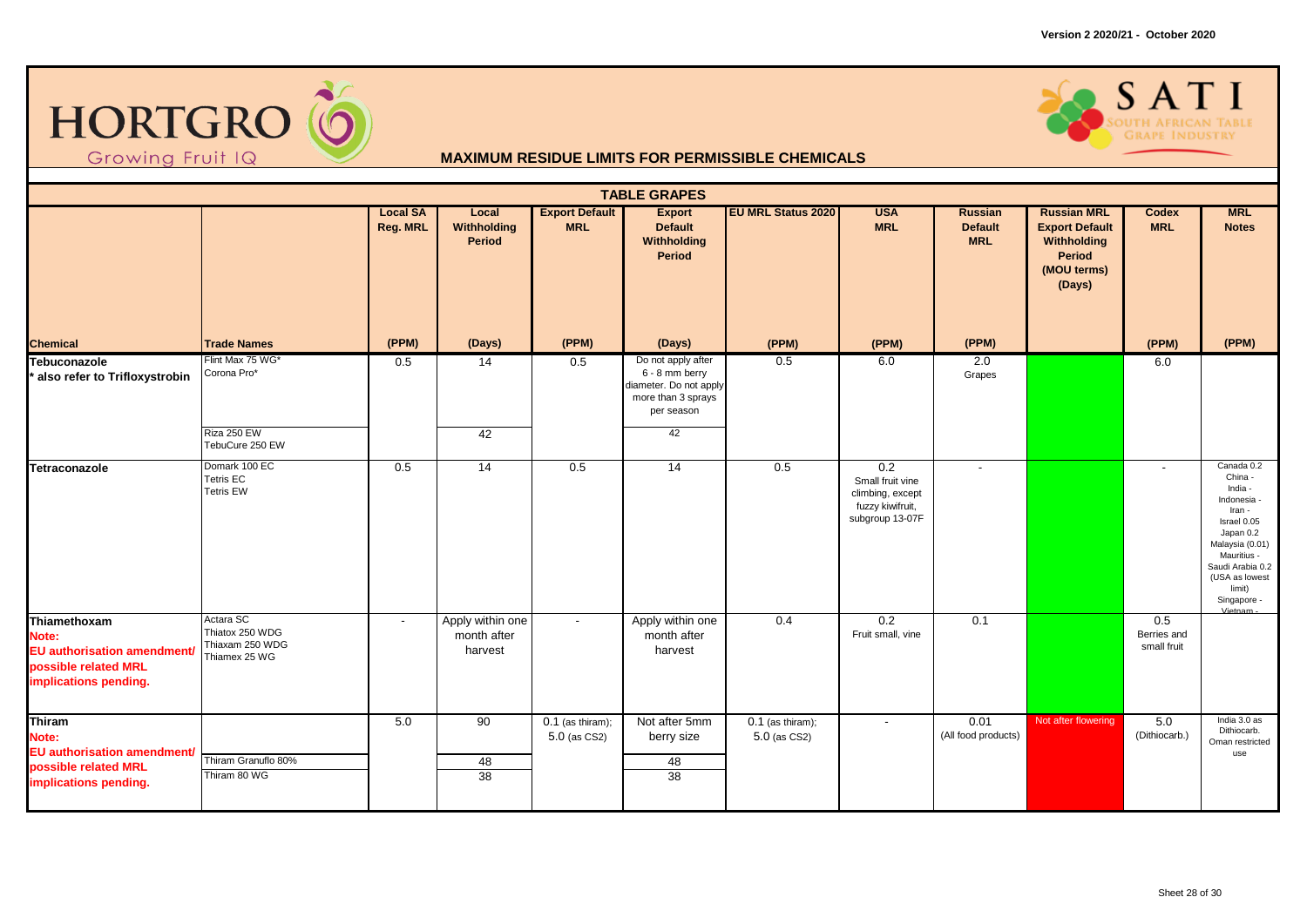Version 2 2020/21 - October 2020

HORTGRO Growing Fruit IQ

SATI SOUTH AFRICAN TABLE GRAPE INDUSTRY

## MAXIMUM RESIDUE LIMITS FOR PERMISSIBLE CHEMICALS

### TABLE GRAPES

| Chemical | Trade Names | Local SA Reg. MRL (PPM) | Local Withholding Period (Days) | Export Default MRL (PPM) | Export Default Withholding Period (Days) | EU MRL Status 2020 (PPM) | USA MRL (PPM) | Russian Default MRL (PPM) | Russian MRL Export Default Withholding Period (MOU terms) (Days) | Codex MRL (PPM) | MRL Notes (PPM) |
|---|---|---|---|---|---|---|---|---|---|---|---|
| **Tebuconazole** * also refer to Trifloxystrobin | Flint Max 75 WG* Corona Pro* | 0.5 | 14 | 0.5 | Do not apply after 6 - 8 mm berry diameter. Do not apply more than 3 sprays per season | 0.5 | 6.0 | 2.0 Grapes | | 6.0 | |
| | Riza 250 EW TebuCure 250 EW | | 42 | | 42 | | | | | | |
| **Tetraconazole** | Domark 100 EC Tetris EC Tetris EW | 0.5 | 14 | 0.5 | 14 | 0.5 | 0.2 Small fruit vine climbing, except fuzzy kiwifruit, subgroup 13-07F | - | | - | Canada 0.2 China - India - Indonesia - Iran - Israel 0.05 Japan 0.2 Malaysia (0.01) Mauritius - Saudi Arabia 0.2 (USA as lowest limit) Singapore - Vietnam - |
| **Thiamethoxam** Note: EU authorisation amendment/ possible related MRL implications pending. | Actara SC Thiatox 250 WDG Thiaxam 250 WDG Thiamex 25 WG | - | Apply within one month after harvest | - | Apply within one month after harvest | 0.4 | 0.2 Fruit small, vine | 0.1 | | 0.5 Berries and small fruit | |
| **Thiram** Note: EU authorisation amendment/ possible related MRL implications pending. | | 5.0 | 90 | 0.1 (as thiram); 5.0 (as CS2) | Not after 5mm berry size | 0.1 (as thiram); 5.0 (as CS2) | - | 0.01 (All food products) | Not after flowering | 5.0 (Dithiocarb.) | India 3.0 as Dithiocarb. Oman restricted use |
| | Thiram Granuflo 80% | | 48 | | 48 | | | | | | |
| | Thiram 80 WG | | 38 | | 38 | | | | | | |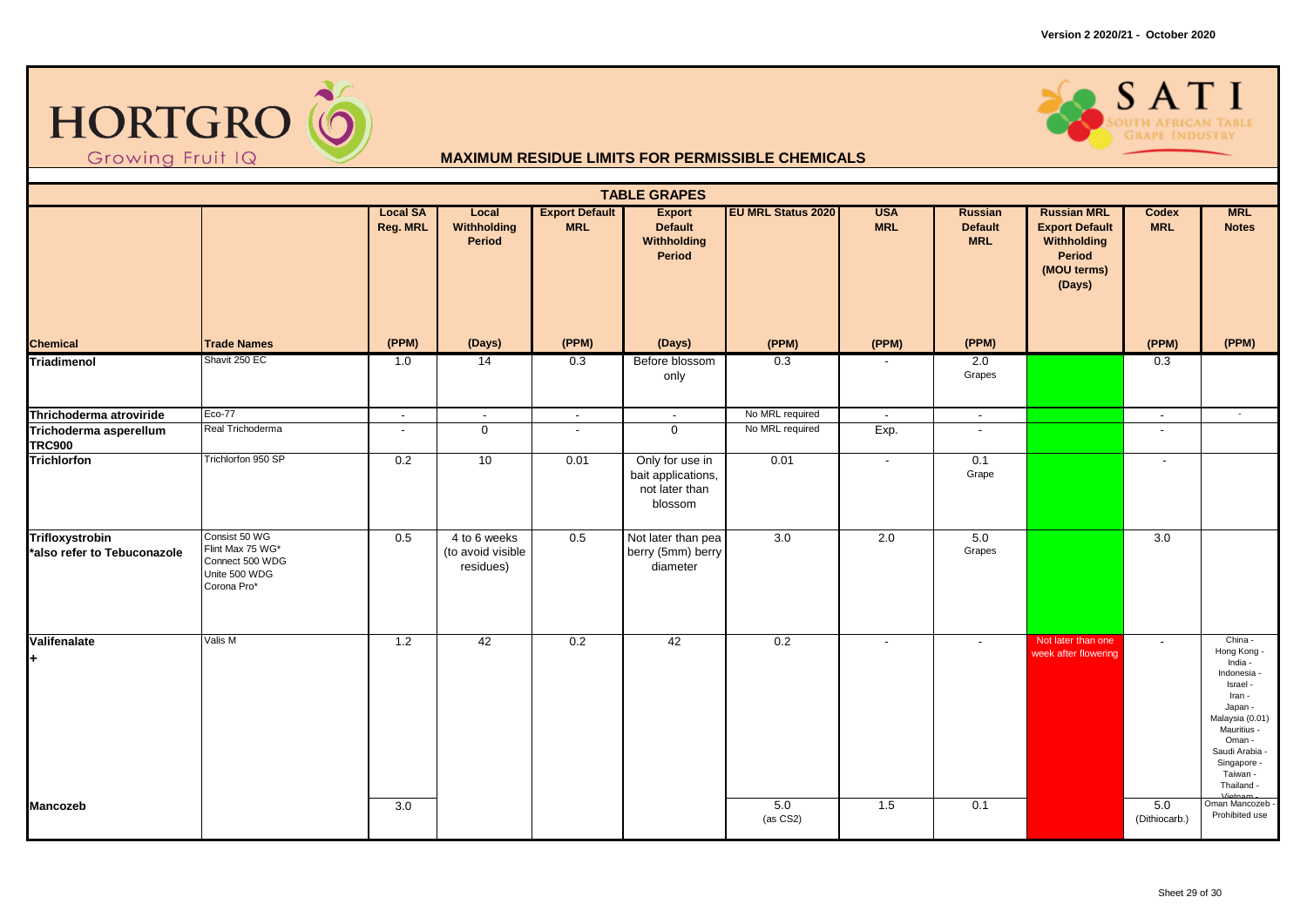Version 2 2020/21 - October 2020

HORTGRO Growing Fruit IQ

SATI SOUTH AFRICAN TABLE GRAPE INDUSTRY

## MAXIMUM RESIDUE LIMITS FOR PERMISSIBLE CHEMICALS

### TABLE GRAPES

| Chemical | Trade Names | Local SA Reg. MRL (PPM) | Local Withholding Period (Days) | Export Default MRL (PPM) | Export Default Withholding Period (Days) | EU MRL Status 2020 (PPM) | USA MRL (PPM) | Russian Default MRL (PPM) | Russian MRL Export Default Withholding Period (MOU terms) (Days) | Codex MRL (PPM) | MRL Notes (PPM) |
|---|---|---|---|---|---|---|---|---|---|---|---|
| **Triadimenol** | Shavit 250 EC | 1.0 | 14 | 0.3 | Before blossom only | 0.3 | - | 2.0 Grapes | | 0.3 | |
| **Thrichoderma atroviride** | Eco-77 | - | - | - | - | No MRL required | - | - | | - | - |
| **Trichoderma asperellum TRC900** | Real Trichoderma | - | 0 | - | 0 | No MRL required | Exp. | - | | - | |
| **Trichlorfon** | Trichlorfon 950 SP | 0.2 | 10 | 0.01 | Only for use in bait applications, not later than blossom | 0.01 | - | 0.1 Grape | | - | |
| **Trifloxystrobin** *also refer to Tebuconazole | Consist 50 WG<br>Flint Max 75 WG*<br>Connect 500 WDG<br>Unite 500 WDG<br>Corona Pro* | 0.5 | 4 to 6 weeks (to avoid visible residues) | 0.5 | Not later than pea berry (5mm) berry diameter | 3.0 | 2.0 | 5.0 Grapes | | 3.0 | |
| **Valifenalate** + | Valis M | 1.2 | 42 | 0.2 | 42 | 0.2 | - | - | Not later than one week after flowering | - | China - Hong Kong - India - Indonesia - Israel - Iran - Japan - Malaysia (0.01) Mauritius - Oman - Saudi Arabia - Singapore - Taiwan - Thailand - Vietnam - |
| **Mancozeb** | | 3.0 | | | | 5.0 (as CS2) | 1.5 | 0.1 | | 5.0 (Dithiocarb.) | Oman Mancozeb - Prohibited use |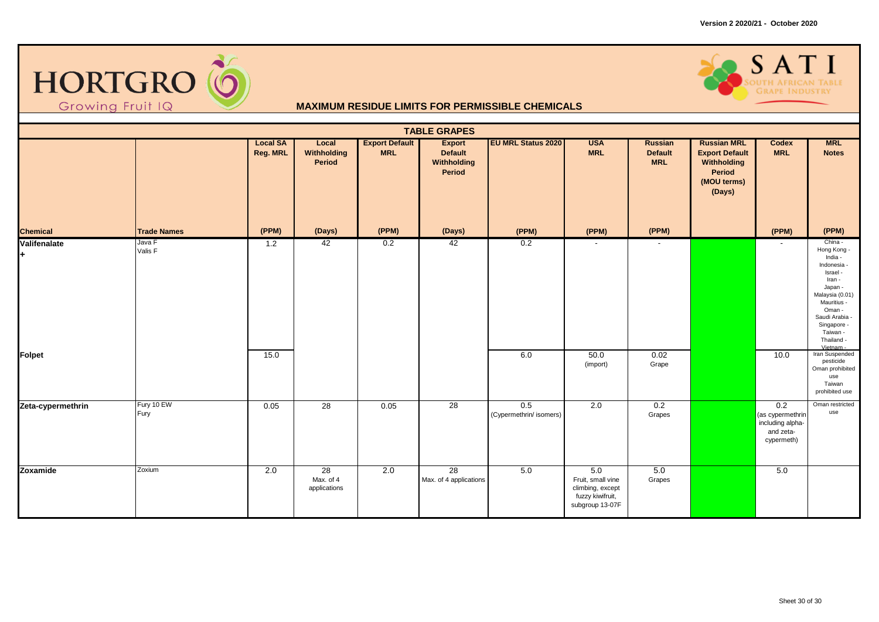Version 2 2020/21 - October 2020

HORTGRO Growing Fruit IQ

SATI SOUTH AFRICAN TABLE GRAPE INDUSTRY

## MAXIMUM RESIDUE LIMITS FOR PERMISSIBLE CHEMICALS

### TABLE GRAPES

| Chemical | Trade Names | Local SA Reg. MRL (PPM) | Local Withholding Period (Days) | Export Default MRL (PPM) | Export Default Withholding Period (Days) | EU MRL Status 2020 (PPM) | USA MRL (PPM) | Russian Default MRL (PPM) | Russian MRL Export Default Withholding Period (MOU terms) (Days) | Codex MRL (PPM) | MRL Notes (PPM) |
|---|---|---|---|---|---|---|---|---|---|---|---|
| **Valifenalate +** | Java F<br>Valis F | 1.2 | 42 | 0.2 | 42 | 0.2 | - | - | | - | China -<br>Hong Kong -<br>India -<br>Indonesia -<br>Israel -<br>Iran -<br>Japan -<br>Malaysia (0.01)<br>Mauritius -<br>Oman -<br>Saudi Arabia -<br>Singapore -<br>Taiwan -<br>Thailand -<br>Vietnam - |
| **Folpet** | | 15.0 | | | | 6.0 | 50.0<br>(import) | 0.02<br>Grape | | 10.0 | Iran Suspended pesticide<br>Oman prohibited use<br>Taiwan prohibited use |
| **Zeta-cypermethrin** | Fury 10 EW<br>Fury | 0.05 | 28 | 0.05 | 28 | 0.5<br>(Cypermethrin/ isomers) | 2.0 | 0.2<br>Grapes | | 0.2<br>(as cypermethrin including alpha- and zeta-cypermeth) | Oman restricted use |
| **Zoxamide** | Zoxium | 2.0 | 28<br>Max. of 4 applications | 2.0 | 28<br>Max. of 4 applications | 5.0 | 5.0<br>Fruit, small vine climbing, except fuzzy kiwifruit, subgroup 13-07F | 5.0<br>Grapes | | 5.0 | |